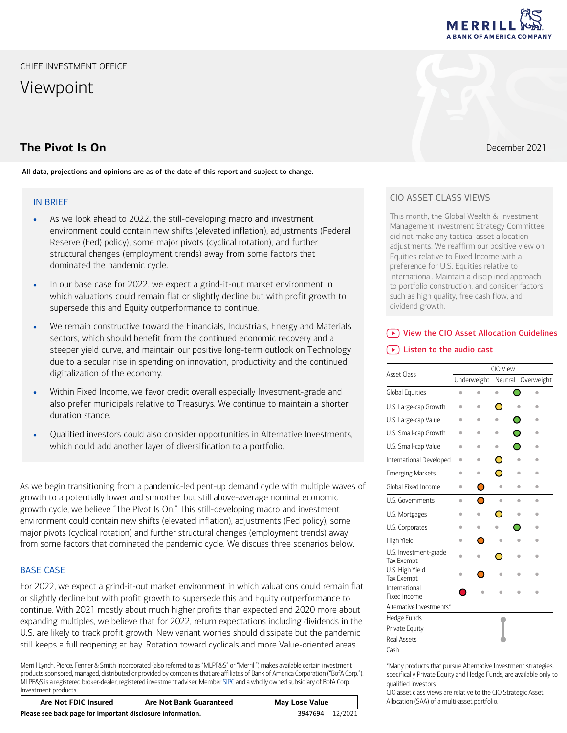# CHIEF INVESTMENT OFFICE

# Viewpoint

## The Pivot Is On

December 2021

**All data, projections and opinions are as of the date of this report and subject to change.**

### IN BRIEF

- As we look ahead to 2022, the still-developing macro and investment environment could contain new shifts (elevated inflation), adjustments (Federal Reserve (Fed) policy), some major pivots (cyclical rotation), and further structural changes (employment trends) away from some factors that dominated the pandemic cycle.
- In our base case for 2022, we expect a grind-it-out market environment in which valuations could remain flat or slightly decline but with profit growth to supersede this and Equity outperformance to continue.
- We remain constructive toward the Financials, Industrials, Energy and Materials sectors, which should benefit from the continued economic recovery and a steeper yield curve, and maintain our positive long-term outlook on Technology due to a secular rise in spending on innovation, productivity and the continued digitalization of the economy.
- Within Fixed Income, we favor credit overall especially Investment-grade and also prefer municipals relative to Treasurys. We continue to maintain a shorter duration stance.
- Qualified investors could also consider opportunities in Alternative Investments, which could add another layer of diversification to a portfolio.

As we begin transitioning from a pandemic-led pent-up demand cycle with multiple waves of growth to a potentially lower and smoother but still above-average nominal economic growth cycle, we believe "The Pivot Is On." This still-developing macro and investment environment could contain new shifts (elevated inflation), adjustments (Fed policy), some major pivots (cyclical rotation) and further structural changes (employment trends) away from some factors that dominated the pandemic cycle. We discuss three scenarios below.

### BASE CASE

For 2022, we expect a grind-it-out market environment in which valuations could remain flat or slightly decline but with profit growth to supersede this and Equity outperformance to continue. With 2021 mostly about much higher profits than expected and 2020 more about expanding multiples, we believe that for 2022, return expectations including dividends in the U.S. are likely to track profit growth. New variant worries should dissipate but the pandemic still keeps a full reopening at bay. Rotation toward cyclicals and more Value-oriented areas

### CIO ASSET CLASS VIEWS

This month, the Global Wealth & Investment Management Investment Strategy Committee did not make any tactical asset allocation adjustments. We reaffirm our positive view on Equities relative to Fixed Income with a preference for U.S. Equities relative to International. Maintain a disciplined approach to portfolio construction, and consider factors such as high quality, free cash flow, and dividend growth.

View the CIO Asset Allocation Guidelines

Listen to the audio cast

| Asset Class | Underweight | | Neutral | Overweight | |
|---|---|---|---|---|---|
| Global Equities | | | | ● | |
| U.S. Large-cap Growth | | | ● | | |
| U.S. Large-cap Value | | | | ● | |
| U.S. Small-cap Growth | | | | ● | |
| U.S. Small-cap Value | | | | ● | |
| International Developed | | | ● | | |
| Emerging Markets | | | ● | | |
| Global Fixed Income | | ● | | | |
| U.S. Governments | | ● | | | |
| U.S. Mortgages | | | ● | | |
| U.S. Corporates | | | | ● | |
| High Yield | | ● | | | |
| U.S. Investment-grade Tax Exempt | | | ● | | |
| U.S. High Yield Tax Exempt | | ● | | | |
| International Fixed Income | ● | | | | |
| Alternative Investments* | | | | | |
| Hedge Funds | | | ● | | |
| Private Equity | | | ● | | |
| Real Assets | | | ● | | |
| Cash | | | | | |

*Many products that pursue Alternative Investment strategies, specifically Private Equity and Hedge Funds, are available only to qualified investors.

CIO asset class views are relative to the CIO Strategic Asset Allocation (SAA) of a multi-asset portfolio.

Merrill Lynch, Pierce, Fenner & Smith Incorporated (also referred to as "MLPF&S" or "Merrill") makes available certain investment products sponsored, managed, distributed or provided by companies that are affiliates of Bank of America Corporation ("BofA Corp."). MLPF&S is a registered broker-dealer, registered investment adviser, Member SIPC and a wholly owned subsidiary of BofA Corp.

Investment products:

| Are Not FDIC Insured | Are Not Bank Guaranteed | May Lose Value |
|---|---|---|

**Please see back page for important disclosure information.** 3947694 12/2021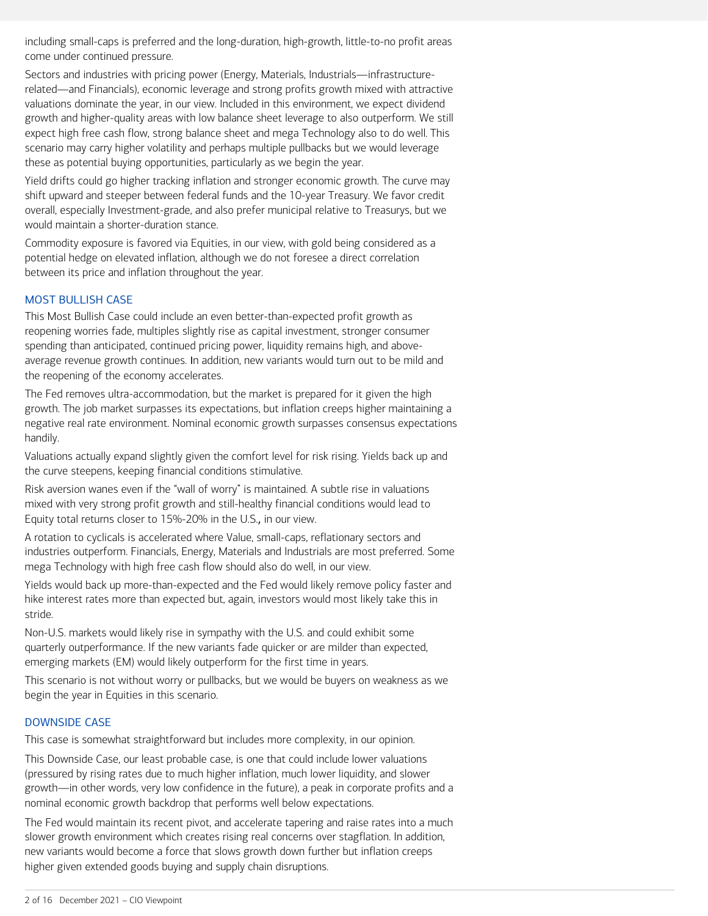including small-caps is preferred and the long-duration, high-growth, little-to-no profit areas come under continued pressure.

Sectors and industries with pricing power (Energy, Materials, Industrials—infrastructure-related—and Financials), economic leverage and strong profits growth mixed with attractive valuations dominate the year, in our view. Included in this environment, we expect dividend growth and higher-quality areas with low balance sheet leverage to also outperform. We still expect high free cash flow, strong balance sheet and mega Technology also to do well. This scenario may carry higher volatility and perhaps multiple pullbacks but we would leverage these as potential buying opportunities, particularly as we begin the year.

Yield drifts could go higher tracking inflation and stronger economic growth. The curve may shift upward and steeper between federal funds and the 10-year Treasury. We favor credit overall, especially Investment-grade, and also prefer municipal relative to Treasurys, but we would maintain a shorter-duration stance.

Commodity exposure is favored via Equities, in our view, with gold being considered as a potential hedge on elevated inflation, although we do not foresee a direct correlation between its price and inflation throughout the year.

## MOST BULLISH CASE

This Most Bullish Case could include an even better-than-expected profit growth as reopening worries fade, multiples slightly rise as capital investment, stronger consumer spending than anticipated, continued pricing power, liquidity remains high, and above-average revenue growth continues. In addition, new variants would turn out to be mild and the reopening of the economy accelerates.

The Fed removes ultra-accommodation, but the market is prepared for it given the high growth. The job market surpasses its expectations, but inflation creeps higher maintaining a negative real rate environment. Nominal economic growth surpasses consensus expectations handily.

Valuations actually expand slightly given the comfort level for risk rising. Yields back up and the curve steepens, keeping financial conditions stimulative.

Risk aversion wanes even if the "wall of worry" is maintained. A subtle rise in valuations mixed with very strong profit growth and still-healthy financial conditions would lead to Equity total returns closer to 15%-20% in the U.S., in our view.

A rotation to cyclicals is accelerated where Value, small-caps, reflationary sectors and industries outperform. Financials, Energy, Materials and Industrials are most preferred. Some mega Technology with high free cash flow should also do well, in our view.

Yields would back up more-than-expected and the Fed would likely remove policy faster and hike interest rates more than expected but, again, investors would most likely take this in stride.

Non-U.S. markets would likely rise in sympathy with the U.S. and could exhibit some quarterly outperformance. If the new variants fade quicker or are milder than expected, emerging markets (EM) would likely outperform for the first time in years.

This scenario is not without worry or pullbacks, but we would be buyers on weakness as we begin the year in Equities in this scenario.

## DOWNSIDE CASE

This case is somewhat straightforward but includes more complexity, in our opinion.

This Downside Case, our least probable case, is one that could include lower valuations (pressured by rising rates due to much higher inflation, much lower liquidity, and slower growth—in other words, very low confidence in the future), a peak in corporate profits and a nominal economic growth backdrop that performs well below expectations.

The Fed would maintain its recent pivot, and accelerate tapering and raise rates into a much slower growth environment which creates rising real concerns over stagflation. In addition, new variants would become a force that slows growth down further but inflation creeps higher given extended goods buying and supply chain disruptions.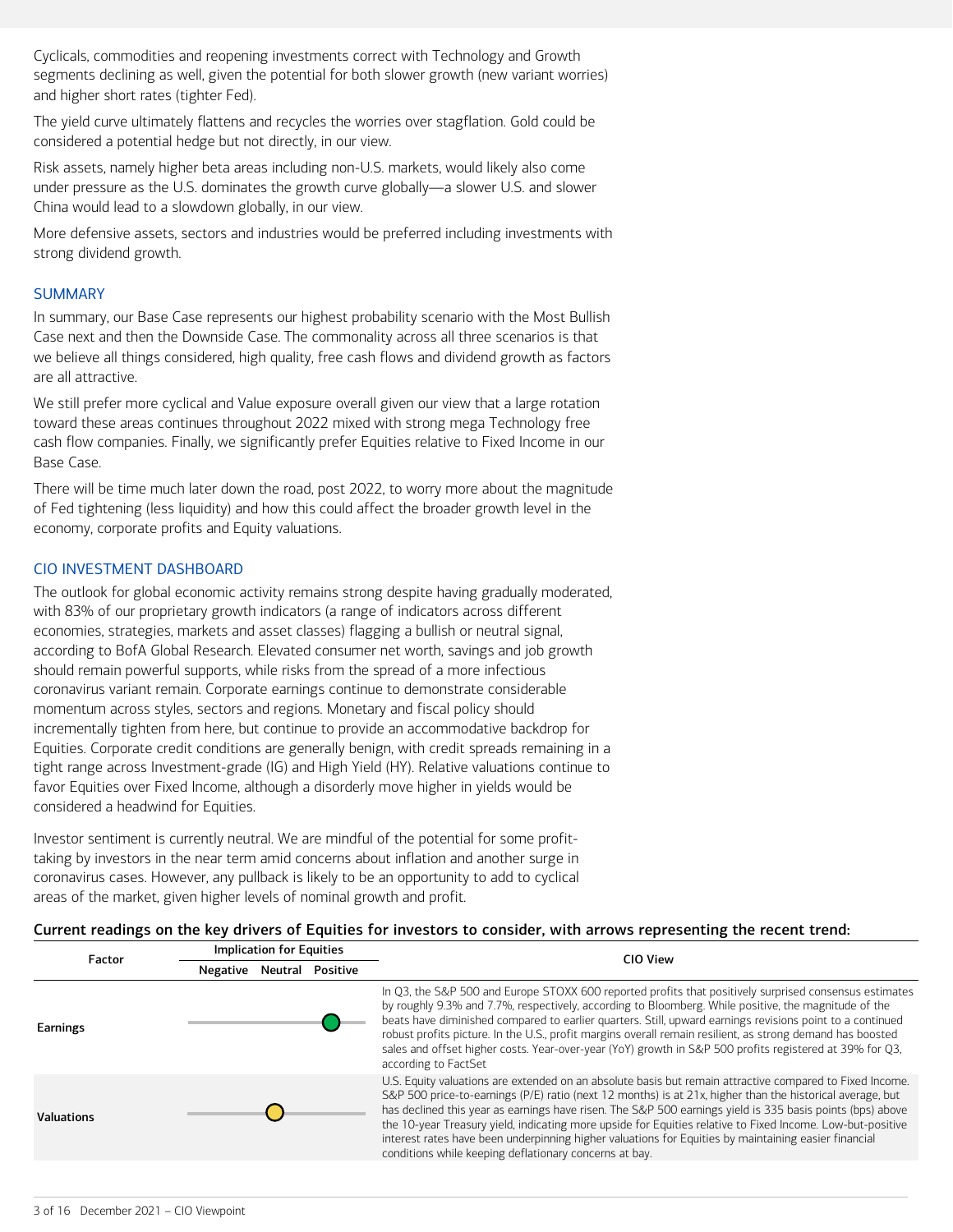Cyclicals, commodities and reopening investments correct with Technology and Growth segments declining as well, given the potential for both slower growth (new variant worries) and higher short rates (tighter Fed).

The yield curve ultimately flattens and recycles the worries over stagflation. Gold could be considered a potential hedge but not directly, in our view.

Risk assets, namely higher beta areas including non-U.S. markets, would likely also come under pressure as the U.S. dominates the growth curve globally—a slower U.S. and slower China would lead to a slowdown globally, in our view.

More defensive assets, sectors and industries would be preferred including investments with strong dividend growth.

## SUMMARY

In summary, our Base Case represents our highest probability scenario with the Most Bullish Case next and then the Downside Case. The commonality across all three scenarios is that we believe all things considered, high quality, free cash flows and dividend growth as factors are all attractive.

We still prefer more cyclical and Value exposure overall given our view that a large rotation toward these areas continues throughout 2022 mixed with strong mega Technology free cash flow companies. Finally, we significantly prefer Equities relative to Fixed Income in our Base Case.

There will be time much later down the road, post 2022, to worry more about the magnitude of Fed tightening (less liquidity) and how this could affect the broader growth level in the economy, corporate profits and Equity valuations.

## CIO INVESTMENT DASHBOARD

The outlook for global economic activity remains strong despite having gradually moderated, with 83% of our proprietary growth indicators (a range of indicators across different economies, strategies, markets and asset classes) flagging a bullish or neutral signal, according to BofA Global Research. Elevated consumer net worth, savings and job growth should remain powerful supports, while risks from the spread of a more infectious coronavirus variant remain. Corporate earnings continue to demonstrate considerable momentum across styles, sectors and regions. Monetary and fiscal policy should incrementally tighten from here, but continue to provide an accommodative backdrop for Equities. Corporate credit conditions are generally benign, with credit spreads remaining in a tight range across Investment-grade (IG) and High Yield (HY). Relative valuations continue to favor Equities over Fixed Income, although a disorderly move higher in yields would be considered a headwind for Equities.

Investor sentiment is currently neutral. We are mindful of the potential for some profit-taking by investors in the near term amid concerns about inflation and another surge in coronavirus cases. However, any pullback is likely to be an opportunity to add to cyclical areas of the market, given higher levels of nominal growth and profit.

**Current readings on the key drivers of Equities for investors to consider, with arrows representing the recent trend:**

| Factor | Implication for Equities (Negative / Neutral / Positive) | CIO View |
|---|---|---|
| Earnings | Positive | In Q3, the S&P 500 and Europe STOXX 600 reported profits that positively surprised consensus estimates by roughly 9.3% and 7.7%, respectively, according to Bloomberg. While positive, the magnitude of the beats have diminished compared to earlier quarters. Still, upward earnings revisions point to a continued robust profits picture. In the U.S., profit margins overall remain resilient, as strong demand has boosted sales and offset higher costs. Year-over-year (YoY) growth in S&P 500 profits registered at 39% for Q3, according to FactSet |
| Valuations | Neutral | U.S. Equity valuations are extended on an absolute basis but remain attractive compared to Fixed Income. S&P 500 price-to-earnings (P/E) ratio (next 12 months) is at 21x, higher than the historical average, but has declined this year as earnings have risen. The S&P 500 earnings yield is 335 basis points (bps) above the 10-year Treasury yield, indicating more upside for Equities relative to Fixed Income. Low-but-positive interest rates have been underpinning higher valuations for Equities by maintaining easier financial conditions while keeping deflationary concerns at bay. |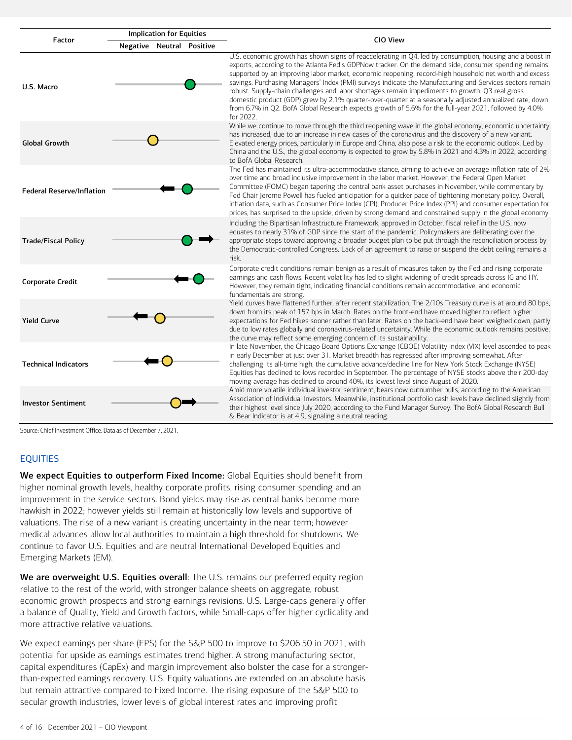| Factor | Implication for Equities | | | CIO View |
|---|---|---|---|---|
| | Negative | Neutral | Positive | |
| U.S. Macro | | | ● (green) | U.S. economic growth has shown signs of reaccelerating in Q4, led by consumption, housing and a boost in exports, according to the Atlanta Fed's GDPNow tracker. On the demand side, consumer spending remains supported by an improving labor market, economic reopening, record-high household net worth and excess savings. Purchasing Managers' Index (PMI) surveys indicate the Manufacturing and Services sectors remain robust. Supply-chain challenges and labor shortages remain impediments to growth. Q3 real gross domestic product (GDP) grew by 2.1% quarter-over-quarter at a seasonally adjusted annualized rate, down from 6.7% in Q2. BofA Global Research expects growth of 5.6% for the full-year 2021, followed by 4.0% for 2022. |
| Global Growth | | ● (yellow) | | While we continue to move through the third reopening wave in the global economy, economic uncertainty has increased, due to an increase in new cases of the coronavirus and the discovery of a new variant. Elevated energy prices, particularly in Europe and China, also pose a risk to the economic outlook. Led by China and the U.S., the global economy is expected to grow by 5.8% in 2021 and 4.3% in 2022, according to BofA Global Research. |
| Federal Reserve/Inflation | | ← | ● (green) | The Fed has maintained its ultra-accommodative stance, aiming to achieve an average inflation rate of 2% over time and broad inclusive improvement in the labor market. However, the Federal Open Market Committee (FOMC) began tapering the central bank asset purchases in November, while commentary by Fed Chair Jerome Powell has fueled anticipation for a quicker pace of tightening monetary policy. Overall, inflation data, such as Consumer Price Index (CPI), Producer Price Index (PPI) and consumer expectation for prices, has surprised to the upside, driven by strong demand and constrained supply in the global economy. |
| Trade/Fiscal Policy | | | ● (green) → | Including the Bipartisan Infrastructure Framework, approved in October, fiscal relief in the U.S. now equates to nearly 31% of GDP since the start of the pandemic. Policymakers are deliberating over the appropriate steps toward approving a broader budget plan to be put through the reconciliation process by the Democratic-controlled Congress. Lack of an agreement to raise or suspend the debt ceiling remains a risk. |
| Corporate Credit | | | ← ● (green) | Corporate credit conditions remain benign as a result of measures taken by the Fed and rising corporate earnings and cash flows. Recent volatility has led to slight widening of credit spreads across IG and HY. However, they remain tight, indicating financial conditions remain accommodative, and economic fundamentals are strong. |
| Yield Curve | ← | ● (yellow) | | Yield curves have flattened further, after recent stabilization. The 2/10s Treasury curve is at around 80 bps, down from its peak of 157 bps in March. Rates on the front-end have moved higher to reflect higher expectations for Fed hikes sooner rather than later. Rates on the back-end have been weighed down, partly due to low rates globally and coronavirus-related uncertainty. While the economic outlook remains positive, the curve may reflect some emerging concern of its sustainability. |
| Technical Indicators | ← | ● (yellow) | | In late November, the Chicago Board Options Exchange (CBOE) Volatility Index (VIX) level ascended to peak in early December at just over 31. Market breadth has regressed after improving somewhat. After challenging its all-time high, the cumulative advance/decline line for New York Stock Exchange (NYSE) Equities has declined to lows recorded in September. The percentage of NYSE stocks above their 200-day moving average has declined to around 40%, its lowest level since August of 2020. |
| Investor Sentiment | | ● (yellow) → | | Amid more volatile individual investor sentiment, bears now outnumber bulls, according to the American Association of Individual Investors. Meanwhile, institutional portfolio cash levels have declined slightly from their highest level since July 2020, according to the Fund Manager Survey. The BofA Global Research Bull & Bear Indicator is at 4.9, signaling a neutral reading. |

Source: Chief Investment Office. Data as of December 7, 2021.

## EQUITIES

**We expect Equities to outperform Fixed Income:** Global Equities should benefit from higher nominal growth levels, healthy corporate profits, rising consumer spending and an improvement in the service sectors. Bond yields may rise as central banks become more hawkish in 2022; however yields still remain at historically low levels and supportive of valuations. The rise of a new variant is creating uncertainty in the near term; however medical advances allow local authorities to maintain a high threshold for shutdowns. We continue to favor U.S. Equities and are neutral International Developed Equities and Emerging Markets (EM).

**We are overweight U.S. Equities overall:** The U.S. remains our preferred equity region relative to the rest of the world, with stronger balance sheets on aggregate, robust economic growth prospects and strong earnings revisions. U.S. Large-caps generally offer a balance of Quality, Yield and Growth factors, while Small-caps offer higher cyclicality and more attractive relative valuations.

We expect earnings per share (EPS) for the S&P 500 to improve to $206.50 in 2021, with potential for upside as earnings estimates trend higher. A strong manufacturing sector, capital expenditures (CapEx) and margin improvement also bolster the case for a stronger-than-expected earnings recovery. U.S. Equity valuations are extended on an absolute basis but remain attractive compared to Fixed Income. The rising exposure of the S&P 500 to secular growth industries, lower levels of global interest rates and improving profit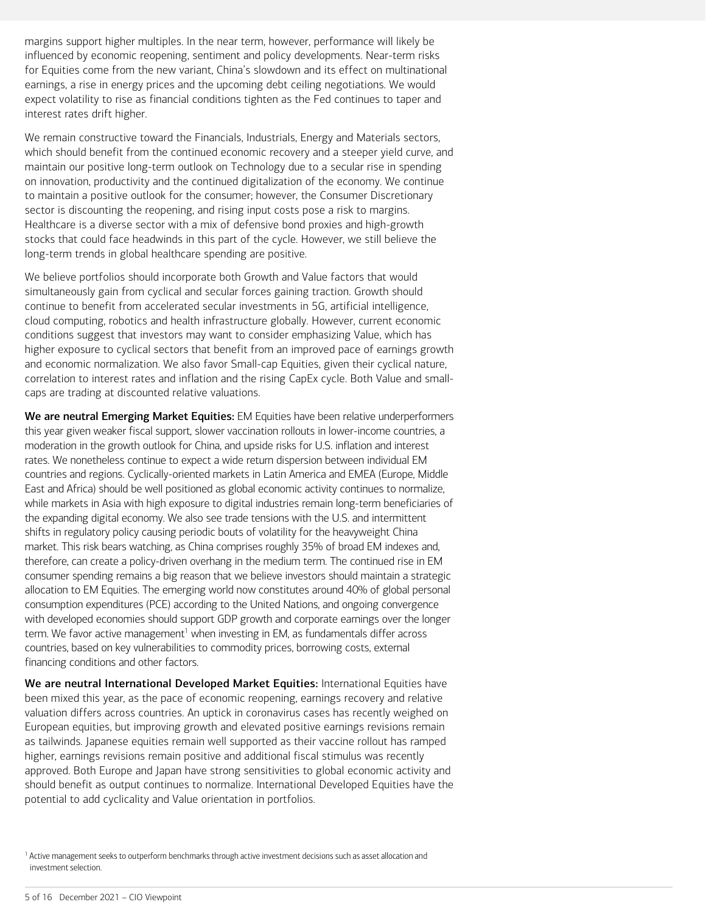margins support higher multiples. In the near term, however, performance will likely be influenced by economic reopening, sentiment and policy developments. Near-term risks for Equities come from the new variant, China's slowdown and its effect on multinational earnings, a rise in energy prices and the upcoming debt ceiling negotiations. We would expect volatility to rise as financial conditions tighten as the Fed continues to taper and interest rates drift higher.

We remain constructive toward the Financials, Industrials, Energy and Materials sectors, which should benefit from the continued economic recovery and a steeper yield curve, and maintain our positive long-term outlook on Technology due to a secular rise in spending on innovation, productivity and the continued digitalization of the economy. We continue to maintain a positive outlook for the consumer; however, the Consumer Discretionary sector is discounting the reopening, and rising input costs pose a risk to margins. Healthcare is a diverse sector with a mix of defensive bond proxies and high-growth stocks that could face headwinds in this part of the cycle. However, we still believe the long-term trends in global healthcare spending are positive.

We believe portfolios should incorporate both Growth and Value factors that would simultaneously gain from cyclical and secular forces gaining traction. Growth should continue to benefit from accelerated secular investments in 5G, artificial intelligence, cloud computing, robotics and health infrastructure globally. However, current economic conditions suggest that investors may want to consider emphasizing Value, which has higher exposure to cyclical sectors that benefit from an improved pace of earnings growth and economic normalization. We also favor Small-cap Equities, given their cyclical nature, correlation to interest rates and inflation and the rising CapEx cycle. Both Value and small-caps are trading at discounted relative valuations.

**We are neutral Emerging Market Equities:** EM Equities have been relative underperformers this year given weaker fiscal support, slower vaccination rollouts in lower-income countries, a moderation in the growth outlook for China, and upside risks for U.S. inflation and interest rates. We nonetheless continue to expect a wide return dispersion between individual EM countries and regions. Cyclically-oriented markets in Latin America and EMEA (Europe, Middle East and Africa) should be well positioned as global economic activity continues to normalize, while markets in Asia with high exposure to digital industries remain long-term beneficiaries of the expanding digital economy. We also see trade tensions with the U.S. and intermittent shifts in regulatory policy causing periodic bouts of volatility for the heavyweight China market. This risk bears watching, as China comprises roughly 35% of broad EM indexes and, therefore, can create a policy-driven overhang in the medium term. The continued rise in EM consumer spending remains a big reason that we believe investors should maintain a strategic allocation to EM Equities. The emerging world now constitutes around 40% of global personal consumption expenditures (PCE) according to the United Nations, and ongoing convergence with developed economies should support GDP growth and corporate earnings over the longer term. We favor active management[1] when investing in EM, as fundamentals differ across countries, based on key vulnerabilities to commodity prices, borrowing costs, external financing conditions and other factors.

**We are neutral International Developed Market Equities:** International Equities have been mixed this year, as the pace of economic reopening, earnings recovery and relative valuation differs across countries. An uptick in coronavirus cases has recently weighed on European equities, but improving growth and elevated positive earnings revisions remain as tailwinds. Japanese equities remain well supported as their vaccine rollout has ramped higher, earnings revisions remain positive and additional fiscal stimulus was recently approved. Both Europe and Japan have strong sensitivities to global economic activity and should benefit as output continues to normalize. International Developed Equities have the potential to add cyclicality and Value orientation in portfolios.

[1] Active management seeks to outperform benchmarks through active investment decisions such as asset allocation and investment selection.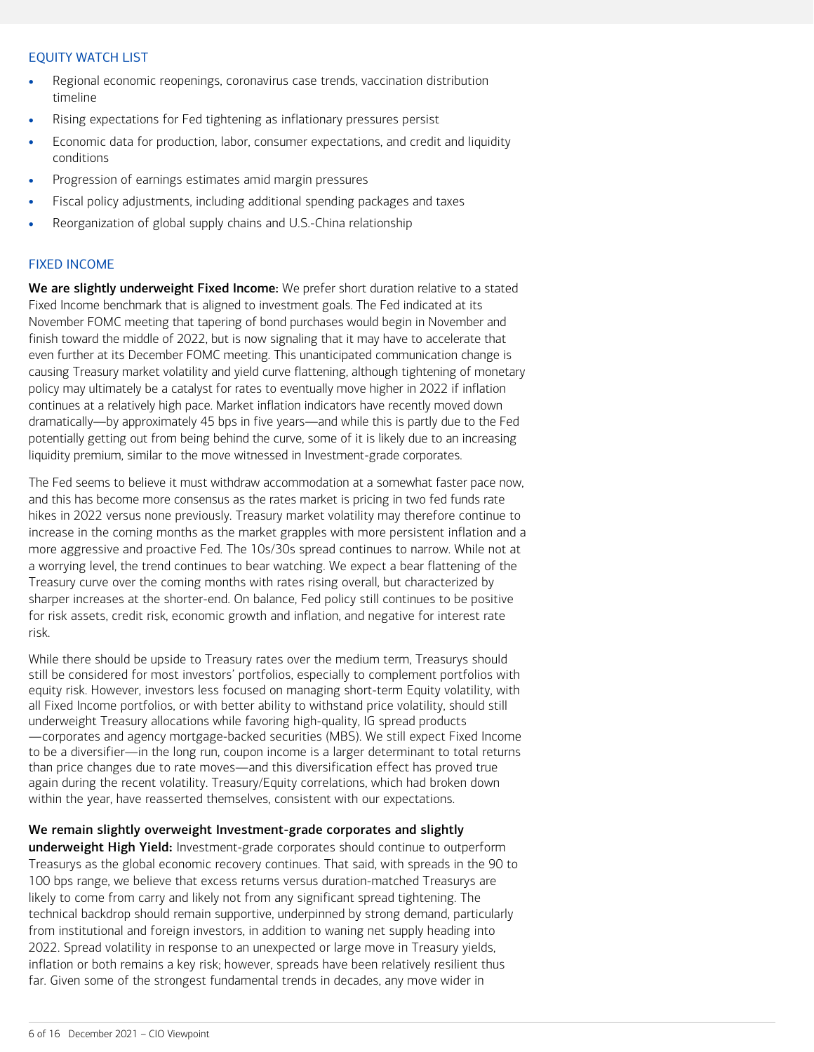## EQUITY WATCH LIST

- Regional economic reopenings, coronavirus case trends, vaccination distribution timeline
- Rising expectations for Fed tightening as inflationary pressures persist
- Economic data for production, labor, consumer expectations, and credit and liquidity conditions
- Progression of earnings estimates amid margin pressures
- Fiscal policy adjustments, including additional spending packages and taxes
- Reorganization of global supply chains and U.S.-China relationship

## FIXED INCOME

**We are slightly underweight Fixed Income:** We prefer short duration relative to a stated Fixed Income benchmark that is aligned to investment goals. The Fed indicated at its November FOMC meeting that tapering of bond purchases would begin in November and finish toward the middle of 2022, but is now signaling that it may have to accelerate that even further at its December FOMC meeting. This unanticipated communication change is causing Treasury market volatility and yield curve flattening, although tightening of monetary policy may ultimately be a catalyst for rates to eventually move higher in 2022 if inflation continues at a relatively high pace. Market inflation indicators have recently moved down dramatically—by approximately 45 bps in five years—and while this is partly due to the Fed potentially getting out from being behind the curve, some of it is likely due to an increasing liquidity premium, similar to the move witnessed in Investment-grade corporates.

The Fed seems to believe it must withdraw accommodation at a somewhat faster pace now, and this has become more consensus as the rates market is pricing in two fed funds rate hikes in 2022 versus none previously. Treasury market volatility may therefore continue to increase in the coming months as the market grapples with more persistent inflation and a more aggressive and proactive Fed. The 10s/30s spread continues to narrow. While not at a worrying level, the trend continues to bear watching. We expect a bear flattening of the Treasury curve over the coming months with rates rising overall, but characterized by sharper increases at the shorter-end. On balance, Fed policy still continues to be positive for risk assets, credit risk, economic growth and inflation, and negative for interest rate risk.

While there should be upside to Treasury rates over the medium term, Treasurys should still be considered for most investors' portfolios, especially to complement portfolios with equity risk. However, investors less focused on managing short-term Equity volatility, with all Fixed Income portfolios, or with better ability to withstand price volatility, should still underweight Treasury allocations while favoring high-quality, IG spread products—corporates and agency mortgage-backed securities (MBS). We still expect Fixed Income to be a diversifier—in the long run, coupon income is a larger determinant to total returns than price changes due to rate moves—and this diversification effect has proved true again during the recent volatility. Treasury/Equity correlations, which had broken down within the year, have reasserted themselves, consistent with our expectations.

**We remain slightly overweight Investment-grade corporates and slightly underweight High Yield:** Investment-grade corporates should continue to outperform Treasurys as the global economic recovery continues. That said, with spreads in the 90 to 100 bps range, we believe that excess returns versus duration-matched Treasurys are likely to come from carry and likely not from any significant spread tightening. The technical backdrop should remain supportive, underpinned by strong demand, particularly from institutional and foreign investors, in addition to waning net supply heading into 2022. Spread volatility in response to an unexpected or large move in Treasury yields, inflation or both remains a key risk; however, spreads have been relatively resilient thus far. Given some of the strongest fundamental trends in decades, any move wider in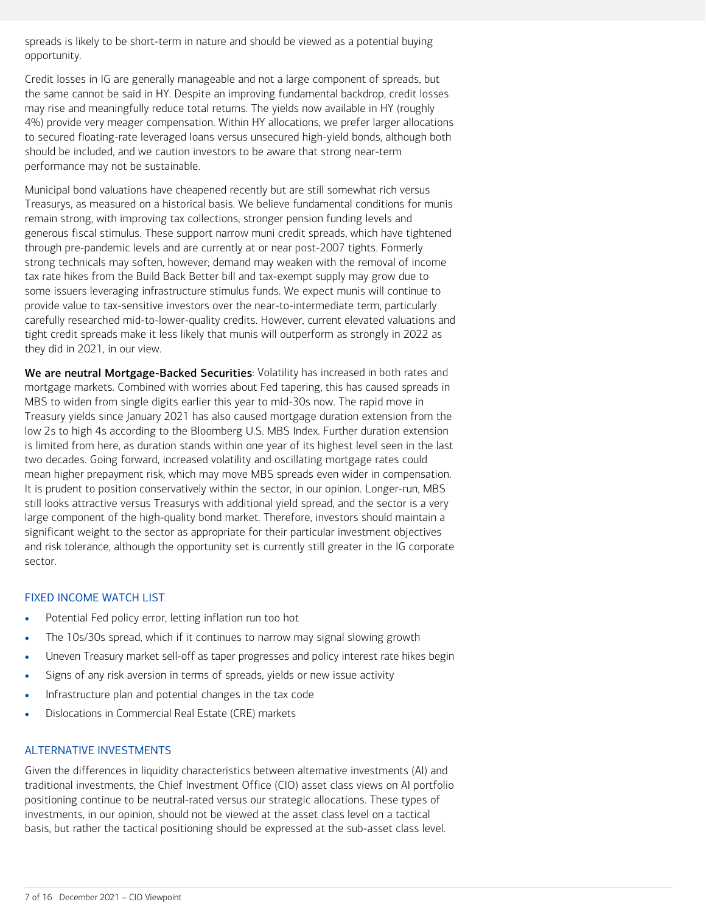spreads is likely to be short-term in nature and should be viewed as a potential buying opportunity.

Credit losses in IG are generally manageable and not a large component of spreads, but the same cannot be said in HY. Despite an improving fundamental backdrop, credit losses may rise and meaningfully reduce total returns. The yields now available in HY (roughly 4%) provide very meager compensation. Within HY allocations, we prefer larger allocations to secured floating-rate leveraged loans versus unsecured high-yield bonds, although both should be included, and we caution investors to be aware that strong near-term performance may not be sustainable.

Municipal bond valuations have cheapened recently but are still somewhat rich versus Treasurys, as measured on a historical basis. We believe fundamental conditions for munis remain strong, with improving tax collections, stronger pension funding levels and generous fiscal stimulus. These support narrow muni credit spreads, which have tightened through pre-pandemic levels and are currently at or near post-2007 tights. Formerly strong technicals may soften, however; demand may weaken with the removal of income tax rate hikes from the Build Back Better bill and tax-exempt supply may grow due to some issuers leveraging infrastructure stimulus funds. We expect munis will continue to provide value to tax-sensitive investors over the near-to-intermediate term, particularly carefully researched mid-to-lower-quality credits. However, current elevated valuations and tight credit spreads make it less likely that munis will outperform as strongly in 2022 as they did in 2021, in our view.

**We are neutral Mortgage-Backed Securities**: Volatility has increased in both rates and mortgage markets. Combined with worries about Fed tapering, this has caused spreads in MBS to widen from single digits earlier this year to mid-30s now. The rapid move in Treasury yields since January 2021 has also caused mortgage duration extension from the low 2s to high 4s according to the Bloomberg U.S. MBS Index. Further duration extension is limited from here, as duration stands within one year of its highest level seen in the last two decades. Going forward, increased volatility and oscillating mortgage rates could mean higher prepayment risk, which may move MBS spreads even wider in compensation. It is prudent to position conservatively within the sector, in our opinion. Longer-run, MBS still looks attractive versus Treasurys with additional yield spread, and the sector is a very large component of the high-quality bond market. Therefore, investors should maintain a significant weight to the sector as appropriate for their particular investment objectives and risk tolerance, although the opportunity set is currently still greater in the IG corporate sector.

## FIXED INCOME WATCH LIST

- Potential Fed policy error, letting inflation run too hot
- The 10s/30s spread, which if it continues to narrow may signal slowing growth
- Uneven Treasury market sell-off as taper progresses and policy interest rate hikes begin
- Signs of any risk aversion in terms of spreads, yields or new issue activity
- Infrastructure plan and potential changes in the tax code
- Dislocations in Commercial Real Estate (CRE) markets

## ALTERNATIVE INVESTMENTS

Given the differences in liquidity characteristics between alternative investments (AI) and traditional investments, the Chief Investment Office (CIO) asset class views on AI portfolio positioning continue to be neutral-rated versus our strategic allocations. These types of investments, in our opinion, should not be viewed at the asset class level on a tactical basis, but rather the tactical positioning should be expressed at the sub-asset class level.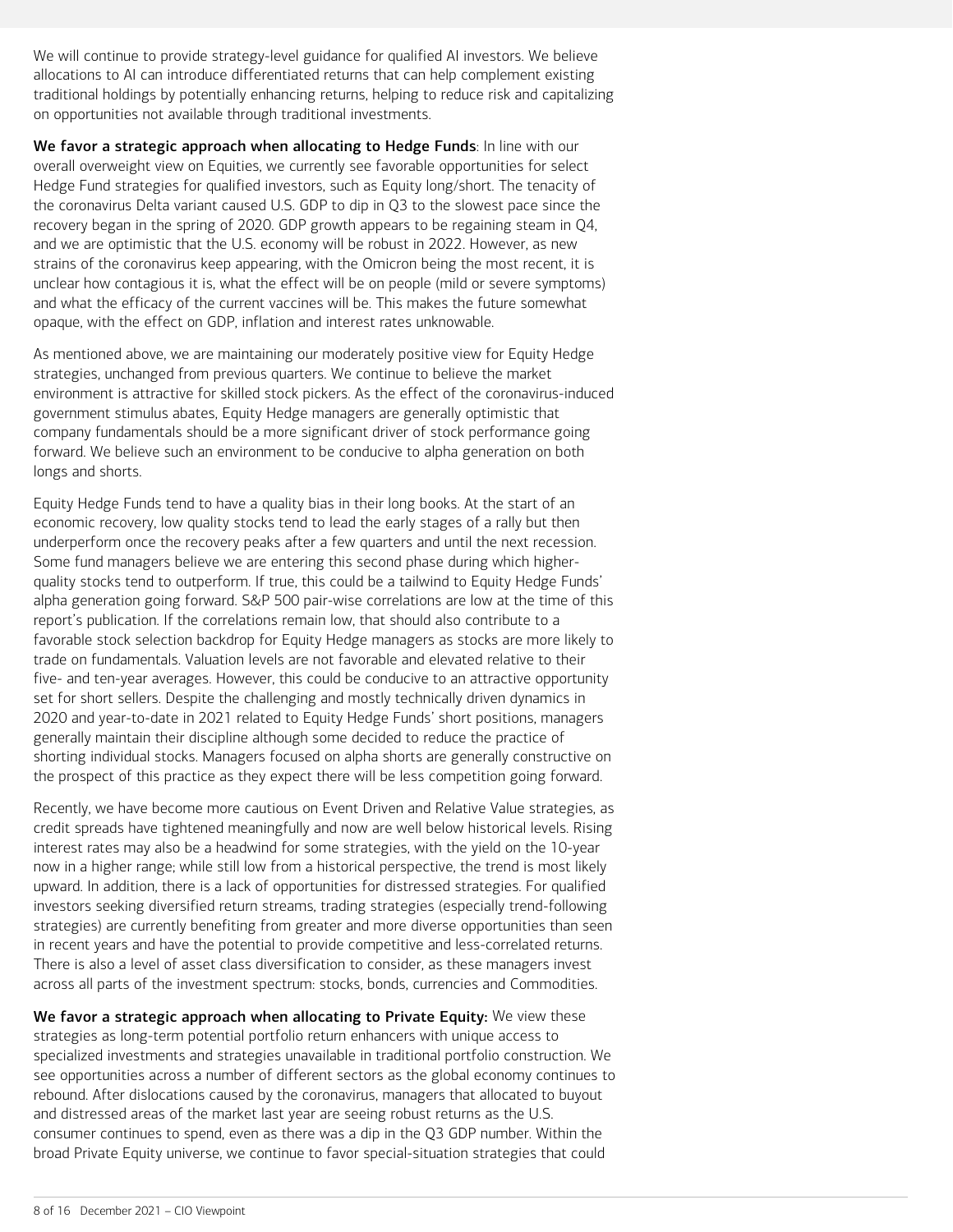We will continue to provide strategy-level guidance for qualified AI investors. We believe allocations to AI can introduce differentiated returns that can help complement existing traditional holdings by potentially enhancing returns, helping to reduce risk and capitalizing on opportunities not available through traditional investments.

**We favor a strategic approach when allocating to Hedge Funds**: In line with our overall overweight view on Equities, we currently see favorable opportunities for select Hedge Fund strategies for qualified investors, such as Equity long/short. The tenacity of the coronavirus Delta variant caused U.S. GDP to dip in Q3 to the slowest pace since the recovery began in the spring of 2020. GDP growth appears to be regaining steam in Q4, and we are optimistic that the U.S. economy will be robust in 2022. However, as new strains of the coronavirus keep appearing, with the Omicron being the most recent, it is unclear how contagious it is, what the effect will be on people (mild or severe symptoms) and what the efficacy of the current vaccines will be. This makes the future somewhat opaque, with the effect on GDP, inflation and interest rates unknowable.

As mentioned above, we are maintaining our moderately positive view for Equity Hedge strategies, unchanged from previous quarters. We continue to believe the market environment is attractive for skilled stock pickers. As the effect of the coronavirus-induced government stimulus abates, Equity Hedge managers are generally optimistic that company fundamentals should be a more significant driver of stock performance going forward. We believe such an environment to be conducive to alpha generation on both longs and shorts.

Equity Hedge Funds tend to have a quality bias in their long books. At the start of an economic recovery, low quality stocks tend to lead the early stages of a rally but then underperform once the recovery peaks after a few quarters and until the next recession. Some fund managers believe we are entering this second phase during which higher-quality stocks tend to outperform. If true, this could be a tailwind to Equity Hedge Funds' alpha generation going forward. S&P 500 pair-wise correlations are low at the time of this report's publication. If the correlations remain low, that should also contribute to a favorable stock selection backdrop for Equity Hedge managers as stocks are more likely to trade on fundamentals. Valuation levels are not favorable and elevated relative to their five- and ten-year averages. However, this could be conducive to an attractive opportunity set for short sellers. Despite the challenging and mostly technically driven dynamics in 2020 and year-to-date in 2021 related to Equity Hedge Funds' short positions, managers generally maintain their discipline although some decided to reduce the practice of shorting individual stocks. Managers focused on alpha shorts are generally constructive on the prospect of this practice as they expect there will be less competition going forward.

Recently, we have become more cautious on Event Driven and Relative Value strategies, as credit spreads have tightened meaningfully and now are well below historical levels. Rising interest rates may also be a headwind for some strategies, with the yield on the 10-year now in a higher range; while still low from a historical perspective, the trend is most likely upward. In addition, there is a lack of opportunities for distressed strategies. For qualified investors seeking diversified return streams, trading strategies (especially trend-following strategies) are currently benefiting from greater and more diverse opportunities than seen in recent years and have the potential to provide competitive and less-correlated returns. There is also a level of asset class diversification to consider, as these managers invest across all parts of the investment spectrum: stocks, bonds, currencies and Commodities.

**We favor a strategic approach when allocating to Private Equity:** We view these strategies as long-term potential portfolio return enhancers with unique access to specialized investments and strategies unavailable in traditional portfolio construction. We see opportunities across a number of different sectors as the global economy continues to rebound. After dislocations caused by the coronavirus, managers that allocated to buyout and distressed areas of the market last year are seeing robust returns as the U.S. consumer continues to spend, even as there was a dip in the Q3 GDP number. Within the broad Private Equity universe, we continue to favor special-situation strategies that could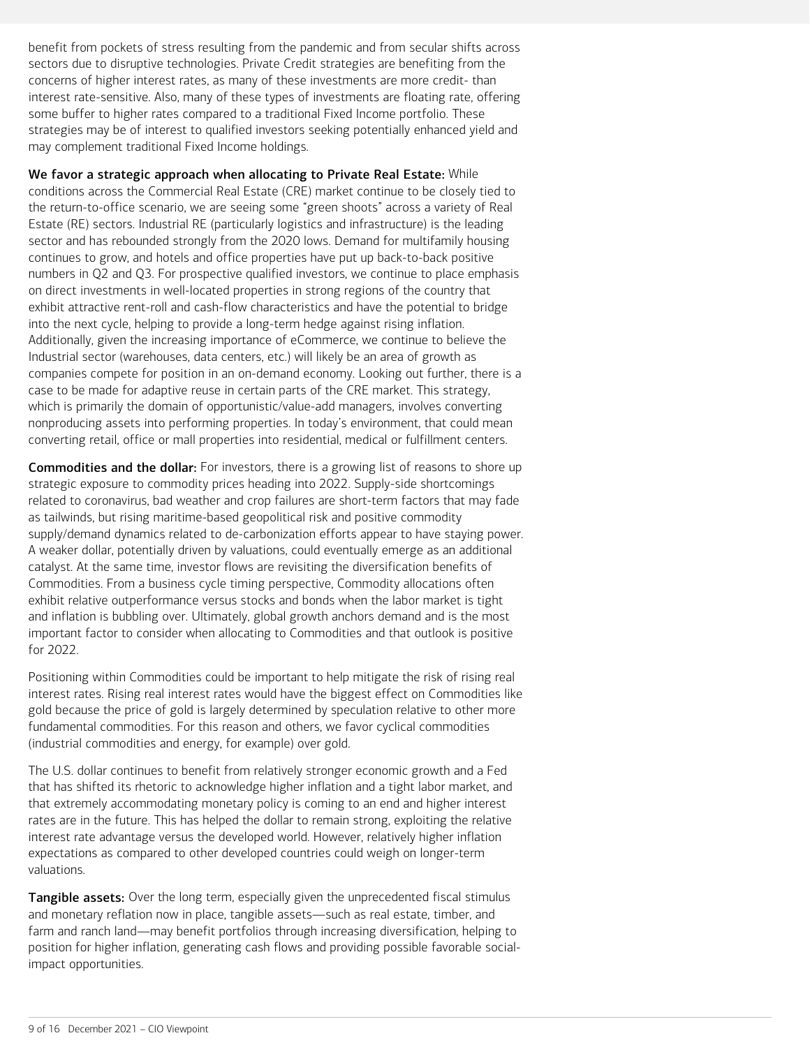benefit from pockets of stress resulting from the pandemic and from secular shifts across sectors due to disruptive technologies. Private Credit strategies are benefiting from the concerns of higher interest rates, as many of these investments are more credit- than interest rate-sensitive. Also, many of these types of investments are floating rate, offering some buffer to higher rates compared to a traditional Fixed Income portfolio. These strategies may be of interest to qualified investors seeking potentially enhanced yield and may complement traditional Fixed Income holdings.

**We favor a strategic approach when allocating to Private Real Estate:** While conditions across the Commercial Real Estate (CRE) market continue to be closely tied to the return-to-office scenario, we are seeing some "green shoots" across a variety of Real Estate (RE) sectors. Industrial RE (particularly logistics and infrastructure) is the leading sector and has rebounded strongly from the 2020 lows. Demand for multifamily housing continues to grow, and hotels and office properties have put up back-to-back positive numbers in Q2 and Q3. For prospective qualified investors, we continue to place emphasis on direct investments in well-located properties in strong regions of the country that exhibit attractive rent-roll and cash-flow characteristics and have the potential to bridge into the next cycle, helping to provide a long-term hedge against rising inflation. Additionally, given the increasing importance of eCommerce, we continue to believe the Industrial sector (warehouses, data centers, etc.) will likely be an area of growth as companies compete for position in an on-demand economy. Looking out further, there is a case to be made for adaptive reuse in certain parts of the CRE market. This strategy, which is primarily the domain of opportunistic/value-add managers, involves converting nonproducing assets into performing properties. In today's environment, that could mean converting retail, office or mall properties into residential, medical or fulfillment centers.

**Commodities and the dollar:** For investors, there is a growing list of reasons to shore up strategic exposure to commodity prices heading into 2022. Supply-side shortcomings related to coronavirus, bad weather and crop failures are short-term factors that may fade as tailwinds, but rising maritime-based geopolitical risk and positive commodity supply/demand dynamics related to de-carbonization efforts appear to have staying power. A weaker dollar, potentially driven by valuations, could eventually emerge as an additional catalyst. At the same time, investor flows are revisiting the diversification benefits of Commodities. From a business cycle timing perspective, Commodity allocations often exhibit relative outperformance versus stocks and bonds when the labor market is tight and inflation is bubbling over. Ultimately, global growth anchors demand and is the most important factor to consider when allocating to Commodities and that outlook is positive for 2022.

Positioning within Commodities could be important to help mitigate the risk of rising real interest rates. Rising real interest rates would have the biggest effect on Commodities like gold because the price of gold is largely determined by speculation relative to other more fundamental commodities. For this reason and others, we favor cyclical commodities (industrial commodities and energy, for example) over gold.

The U.S. dollar continues to benefit from relatively stronger economic growth and a Fed that has shifted its rhetoric to acknowledge higher inflation and a tight labor market, and that extremely accommodating monetary policy is coming to an end and higher interest rates are in the future. This has helped the dollar to remain strong, exploiting the relative interest rate advantage versus the developed world. However, relatively higher inflation expectations as compared to other developed countries could weigh on longer-term valuations.

**Tangible assets:** Over the long term, especially given the unprecedented fiscal stimulus and monetary reflation now in place, tangible assets—such as real estate, timber, and farm and ranch land—may benefit portfolios through increasing diversification, helping to position for higher inflation, generating cash flows and providing possible favorable social-impact opportunities.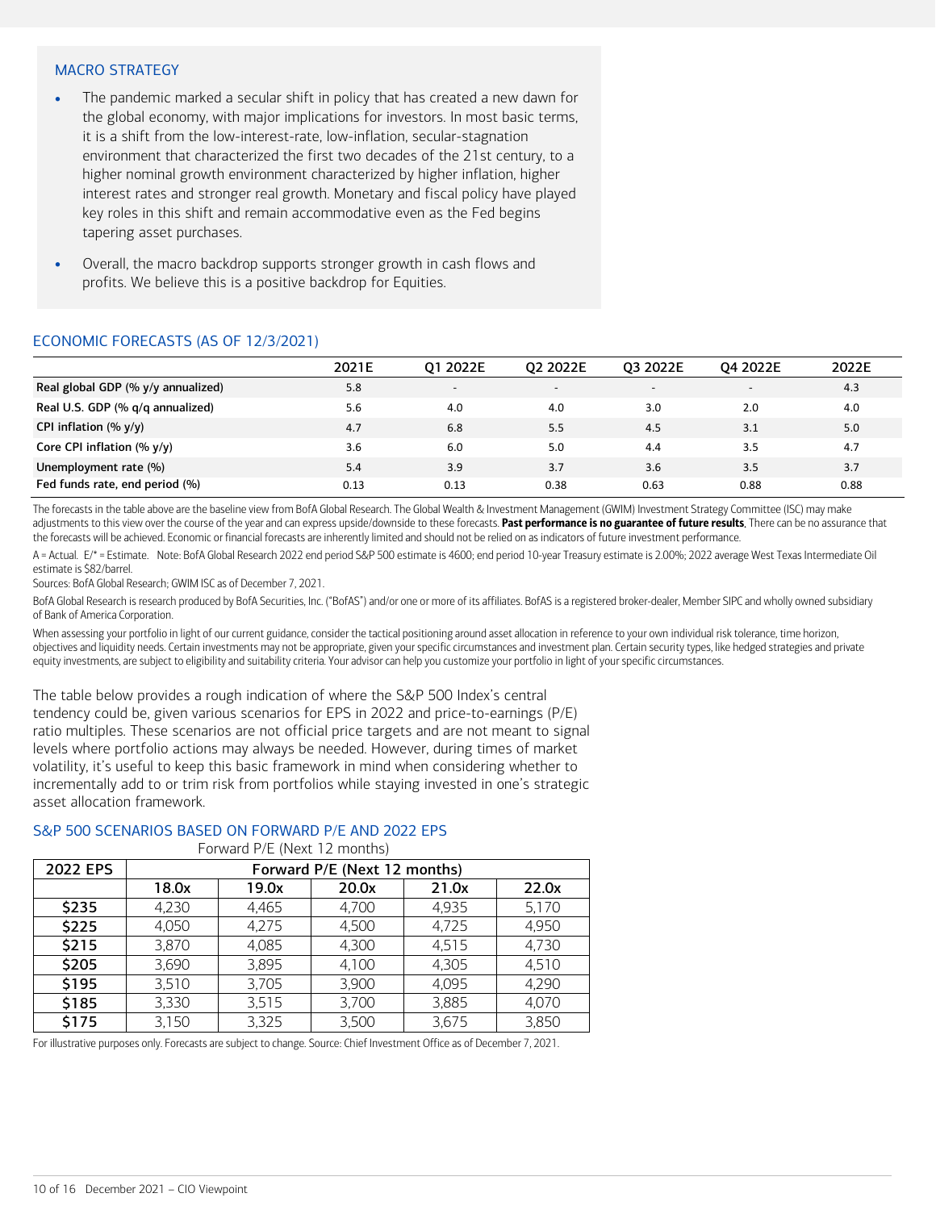## MACRO STRATEGY

- The pandemic marked a secular shift in policy that has created a new dawn for the global economy, with major implications for investors. In most basic terms, it is a shift from the low-interest-rate, low-inflation, secular-stagnation environment that characterized the first two decades of the 21st century, to a higher nominal growth environment characterized by higher inflation, higher interest rates and stronger real growth. Monetary and fiscal policy have played key roles in this shift and remain accommodative even as the Fed begins tapering asset purchases.
- Overall, the macro backdrop supports stronger growth in cash flows and profits. We believe this is a positive backdrop for Equities.

## ECONOMIC FORECASTS (AS OF 12/3/2021)

| | 2021E | Q1 2022E | Q2 2022E | Q3 2022E | Q4 2022E | 2022E |
|---|---|---|---|---|---|---|
| Real global GDP (% y/y annualized) | 5.8 | - | - | - | - | 4.3 |
| Real U.S. GDP (% q/q annualized) | 5.6 | 4.0 | 4.0 | 3.0 | 2.0 | 4.0 |
| CPI inflation (% y/y) | 4.7 | 6.8 | 5.5 | 4.5 | 3.1 | 5.0 |
| Core CPI inflation (% y/y) | 3.6 | 6.0 | 5.0 | 4.4 | 3.5 | 4.7 |
| Unemployment rate (%) | 5.4 | 3.9 | 3.7 | 3.6 | 3.5 | 3.7 |
| Fed funds rate, end period (%) | 0.13 | 0.13 | 0.38 | 0.63 | 0.88 | 0.88 |

The forecasts in the table above are the baseline view from BofA Global Research. The Global Wealth & Investment Management (GWIM) Investment Strategy Committee (ISC) may make adjustments to this view over the course of the year and can express upside/downside to these forecasts. **Past performance is no guarantee of future results**, There can be no assurance that the forecasts will be achieved. Economic or financial forecasts are inherently limited and should not be relied on as indicators of future investment performance.

A = Actual. E/* = Estimate. Note: BofA Global Research 2022 end period S&P 500 estimate is 4600; end period 10-year Treasury estimate is 2.00%; 2022 average West Texas Intermediate Oil estimate is $82/barrel.

Sources: BofA Global Research; GWIM ISC as of December 7, 2021.

BofA Global Research is research produced by BofA Securities, Inc. ("BofAS") and/or one or more of its affiliates. BofAS is a registered broker-dealer, Member SIPC and wholly owned subsidiary of Bank of America Corporation.

When assessing your portfolio in light of our current guidance, consider the tactical positioning around asset allocation in reference to your own individual risk tolerance, time horizon, objectives and liquidity needs. Certain investments may not be appropriate, given your specific circumstances and investment plan. Certain security types, like hedged strategies and private equity investments, are subject to eligibility and suitability criteria. Your advisor can help you customize your portfolio in light of your specific circumstances.

The table below provides a rough indication of where the S&P 500 Index's central tendency could be, given various scenarios for EPS in 2022 and price-to-earnings (P/E) ratio multiples. These scenarios are not official price targets and are not meant to signal levels where portfolio actions may always be needed. However, during times of market volatility, it's useful to keep this basic framework in mind when considering whether to incrementally add to or trim risk from portfolios while staying invested in one's strategic asset allocation framework.

## S&P 500 SCENARIOS BASED ON FORWARD P/E AND 2022 EPS

Forward P/E (Next 12 months)

| 2022 EPS | Forward P/E (Next 12 months) | | | | |
|---|---|---|---|---|---|
| | 18.0x | 19.0x | 20.0x | 21.0x | 22.0x |
| $235 | 4,230 | 4,465 | 4,700 | 4,935 | 5,170 |
| $225 | 4,050 | 4,275 | 4,500 | 4,725 | 4,950 |
| $215 | 3,870 | 4,085 | 4,300 | 4,515 | 4,730 |
| $205 | 3,690 | 3,895 | 4,100 | 4,305 | 4,510 |
| $195 | 3,510 | 3,705 | 3,900 | 4,095 | 4,290 |
| $185 | 3,330 | 3,515 | 3,700 | 3,885 | 4,070 |
| $175 | 3,150 | 3,325 | 3,500 | 3,675 | 3,850 |

For illustrative purposes only. Forecasts are subject to change. Source: Chief Investment Office as of December 7, 2021.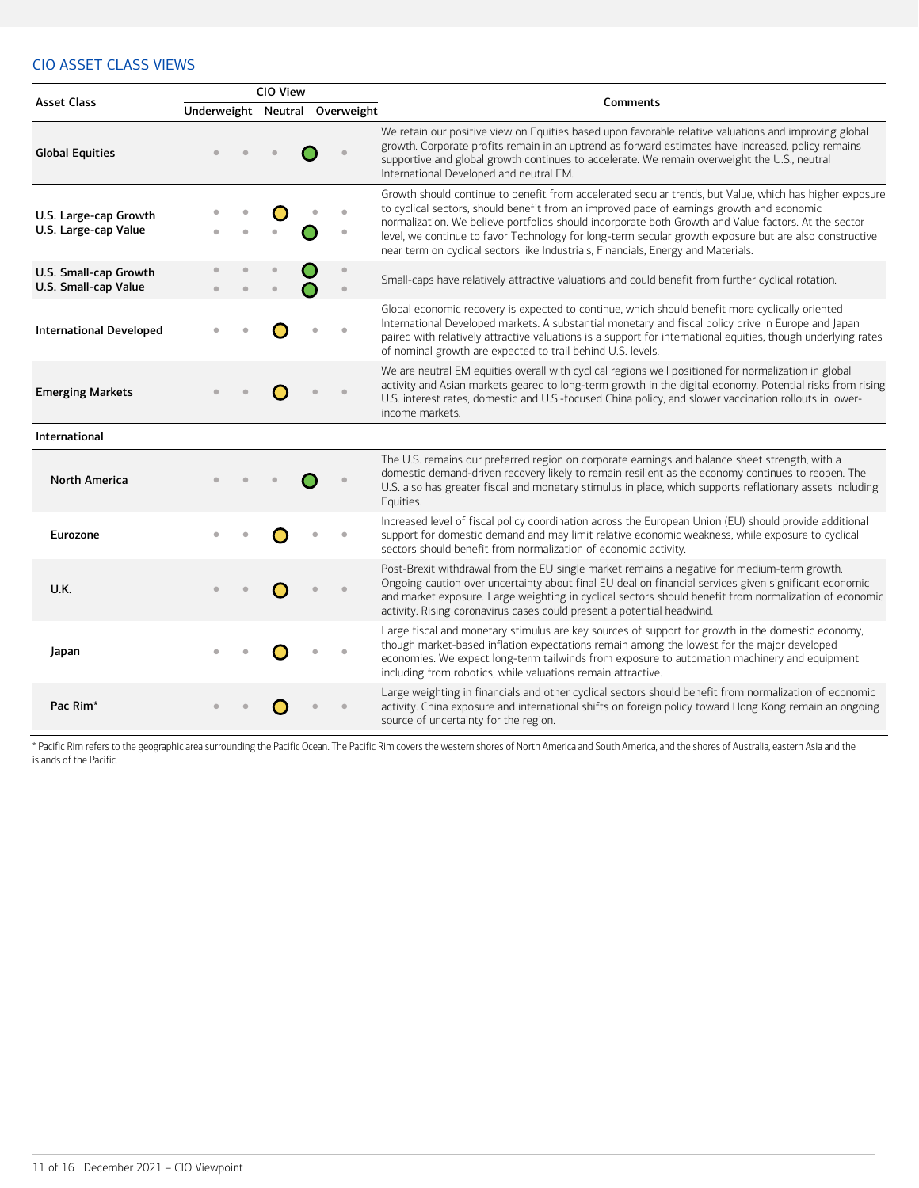## CIO ASSET CLASS VIEWS

| Asset Class | CIO View (Underweight – Neutral – Overweight) | Comments |
|---|---|---|
| **Global Equities** | Slight Overweight | We retain our positive view on Equities based upon favorable relative valuations and improving global growth. Corporate profits remain in an uptrend as forward estimates have increased, policy remains supportive and global growth continues to accelerate. We remain overweight the U.S., neutral International Developed and neutral EM. |
| **U.S. Large-cap Growth** | Neutral | Growth should continue to benefit from accelerated secular trends, but Value, which has higher exposure to cyclical sectors, should benefit from an improved pace of earnings growth and economic normalization. We believe portfolios should incorporate both Growth and Value factors. At the sector level, we continue to favor Technology for long-term secular growth exposure but are also constructive near term on cyclical sectors like Industrials, Financials, Energy and Materials. |
| **U.S. Large-cap Value** | Slight Overweight | |
| **U.S. Small-cap Growth** | Slight Overweight | Small-caps have relatively attractive valuations and could benefit from further cyclical rotation. |
| **U.S. Small-cap Value** | Slight Overweight | |
| **International Developed** | Neutral | Global economic recovery is expected to continue, which should benefit more cyclically oriented International Developed markets. A substantial monetary and fiscal policy drive in Europe and Japan paired with relatively attractive valuations is a support for international equities, though underlying rates of nominal growth are expected to trail behind U.S. levels. |
| **Emerging Markets** | Neutral | We are neutral EM equities overall with cyclical regions well positioned for normalization in global activity and Asian markets geared to long-term growth in the digital economy. Potential risks from rising U.S. interest rates, domestic and U.S.-focused China policy, and slower vaccination rollouts in lower-income markets. |
| **International** | | |
| **North America** | Slight Overweight | The U.S. remains our preferred region on corporate earnings and balance sheet strength, with a domestic demand-driven recovery likely to remain resilient as the economy continues to reopen. The U.S. also has greater fiscal and monetary stimulus in place, which supports reflationary assets including Equities. |
| **Eurozone** | Neutral | Increased level of fiscal policy coordination across the European Union (EU) should provide additional support for domestic demand and may limit relative economic weakness, while exposure to cyclical sectors should benefit from normalization of economic activity. |
| **U.K.** | Neutral | Post-Brexit withdrawal from the EU single market remains a negative for medium-term growth. Ongoing caution over uncertainty about final EU deal on financial services given significant economic and market exposure. Large weighting in cyclical sectors should benefit from normalization of economic activity. Rising coronavirus cases could present a potential headwind. |
| **Japan** | Neutral | Large fiscal and monetary stimulus are key sources of support for growth in the domestic economy, though market-based inflation expectations remain among the lowest for the major developed economies. We expect long-term tailwinds from exposure to automation machinery and equipment including from robotics, while valuations remain attractive. |
| **Pac Rim*** | Neutral | Large weighting in financials and other cyclical sectors should benefit from normalization of economic activity. China exposure and international shifts on foreign policy toward Hong Kong remain an ongoing source of uncertainty for the region. |

* Pacific Rim refers to the geographic area surrounding the Pacific Ocean. The Pacific Rim covers the western shores of North America and South America, and the shores of Australia, eastern Asia and the islands of the Pacific.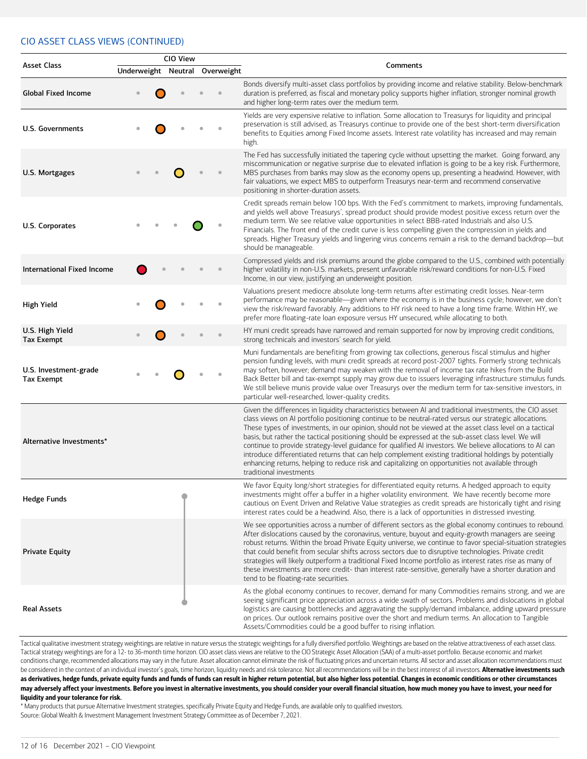## CIO ASSET CLASS VIEWS (CONTINUED)

| Asset Class | CIO View | Comments |
|---|---|---|
| | Underweight / Neutral / Overweight | |
| **Global Fixed Income** | Slight Underweight | Bonds diversify multi-asset class portfolios by providing income and relative stability. Below-benchmark duration is preferred, as fiscal and monetary policy supports higher inflation, stronger nominal growth and higher long-term rates over the medium term. |
| **U.S. Governments** | Slight Underweight | Yields are very expensive relative to inflation. Some allocation to Treasurys for liquidity and principal preservation is still advised, as Treasurys continue to provide one of the best short-term diversification benefits to Equities among Fixed Income assets. Interest rate volatility has increased and may remain high. |
| **U.S. Mortgages** | Neutral | The Fed has successfully initiated the tapering cycle without upsetting the market. Going forward, any miscommunication or negative surprise due to elevated inflation is going to be a key risk. Furthermore, MBS purchases from banks may slow as the economy opens up, presenting a headwind. However, with fair valuations, we expect MBS to outperform Treasurys near-term and recommend conservative positioning in shorter-duration assets. |
| **U.S. Corporates** | Slight Overweight | Credit spreads remain below 100 bps. With the Fed's commitment to markets, improving fundamentals, and yields well above Treasurys', spread product should provide modest positive excess return over the medium term. We see relative value opportunities in select BBB-rated Industrials and also U.S. Financials. The front end of the credit curve is less compelling given the compression in yields and spreads. Higher Treasury yields and lingering virus concerns remain a risk to the demand backdrop—but should be manageable. |
| **International Fixed Income** | Underweight | Compressed yields and risk premiums around the globe compared to the U.S., combined with potentially higher volatility in non-U.S. markets, present unfavorable risk/reward conditions for non-U.S. Fixed Income, in our view, justifying an underweight position. |
| **High Yield** | Slight Underweight | Valuations present mediocre absolute long-term returns after estimating credit losses. Near-term performance may be reasonable—given where the economy is in the business cycle; however, we don't view the risk/reward favorably. Any additions to HY risk need to have a long time frame. Within HY, we prefer more floating-rate loan exposure versus HY unsecured, while allocating to both. |
| **U.S. High Yield Tax Exempt** | Slight Underweight | HY muni credit spreads have narrowed and remain supported for now by improving credit conditions, strong technicals and investors' search for yield. |
| **U.S. Investment-grade Tax Exempt** | Neutral | Muni fundamentals are benefiting from growing tax collections, generous fiscal stimulus and higher pension funding levels, with muni credit spreads at record post-2007 tights. Formerly strong technicals may soften, however; demand may weaken with the removal of income tax rate hikes from the Build Back Better bill and tax-exempt supply may grow due to issuers leveraging infrastructure stimulus funds. We still believe munis provide value over Treasurys over the medium term for tax-sensitive investors, in particular well-researched, lower-quality credits. |
| **Alternative Investments*** | | Given the differences in liquidity characteristics between AI and traditional investments, the CIO asset class views on AI portfolio positioning continue to be neutral-rated versus our strategic allocations. These types of investments, in our opinion, should not be viewed at the asset class level on a tactical basis, but rather the tactical positioning should be expressed at the sub-asset class level. We will continue to provide strategy-level guidance for qualified AI investors. We believe allocations to AI can introduce differentiated returns that can help complement existing traditional holdings by potentially enhancing returns, helping to reduce risk and capitalizing on opportunities not available through traditional investments |
| **Hedge Funds** | Neutral | We favor Equity long/short strategies for differentiated equity returns. A hedged approach to equity investments might offer a buffer in a higher volatility environment. We have recently become more cautious on Event Driven and Relative Value strategies as credit spreads are historically tight and rising interest rates could be a headwind. Also, there is a lack of opportunities in distressed investing. |
| **Private Equity** | Neutral | We see opportunities across a number of different sectors as the global economy continues to rebound. After dislocations caused by the coronavirus, venture, buyout and equity-growth managers are seeing robust returns. Within the broad Private Equity universe, we continue to favor special-situation strategies that could benefit from secular shifts across sectors due to disruptive technologies. Private credit strategies will likely outperform a traditional Fixed Income portfolio as interest rates rise as many of these investments are more credit- than interest rate-sensitive, generally have a shorter duration and tend to be floating-rate securities. |
| **Real Assets** | Neutral | As the global economy continues to recover, demand for many Commodities remains strong, and we are seeing significant price appreciation across a wide swath of sectors. Problems and dislocations in global logistics are causing bottlenecks and aggravating the supply/demand imbalance, adding upward pressure on prices. Our outlook remains positive over the short and medium terms. An allocation to Tangible Assets/Commodities could be a good buffer to rising inflation. |

Tactical qualitative investment strategy weightings are relative in nature versus the strategic weightings for a fully diversified portfolio. Weightings are based on the relative attractiveness of each asset class. Tactical strategy weightings are for a 12- to 36-month time horizon. CIO asset class views are relative to the CIO Strategic Asset Allocation (SAA) of a multi-asset portfolio. Because economic and market conditions change, recommended allocations may vary in the future. Asset allocation cannot eliminate the risk of fluctuating prices and uncertain returns. All sector and asset allocation recommendations must be considered in the context of an individual investor's goals, time horizon, liquidity needs and risk tolerance. Not all recommendations will be in the best interest of all investors. **Alternative investments such as derivatives, hedge funds, private equity funds and funds of funds can result in higher return potential, but also higher loss potential. Changes in economic conditions or other circumstances may adversely affect your investments. Before you invest in alternative investments, you should consider your overall financial situation, how much money you have to invest, your need for liquidity and your tolerance for risk.**

\* Many products that pursue Alternative Investment strategies, specifically Private Equity and Hedge Funds, are available only to qualified investors.

Source: Global Wealth & Investment Management Investment Strategy Committee as of December 7, 2021.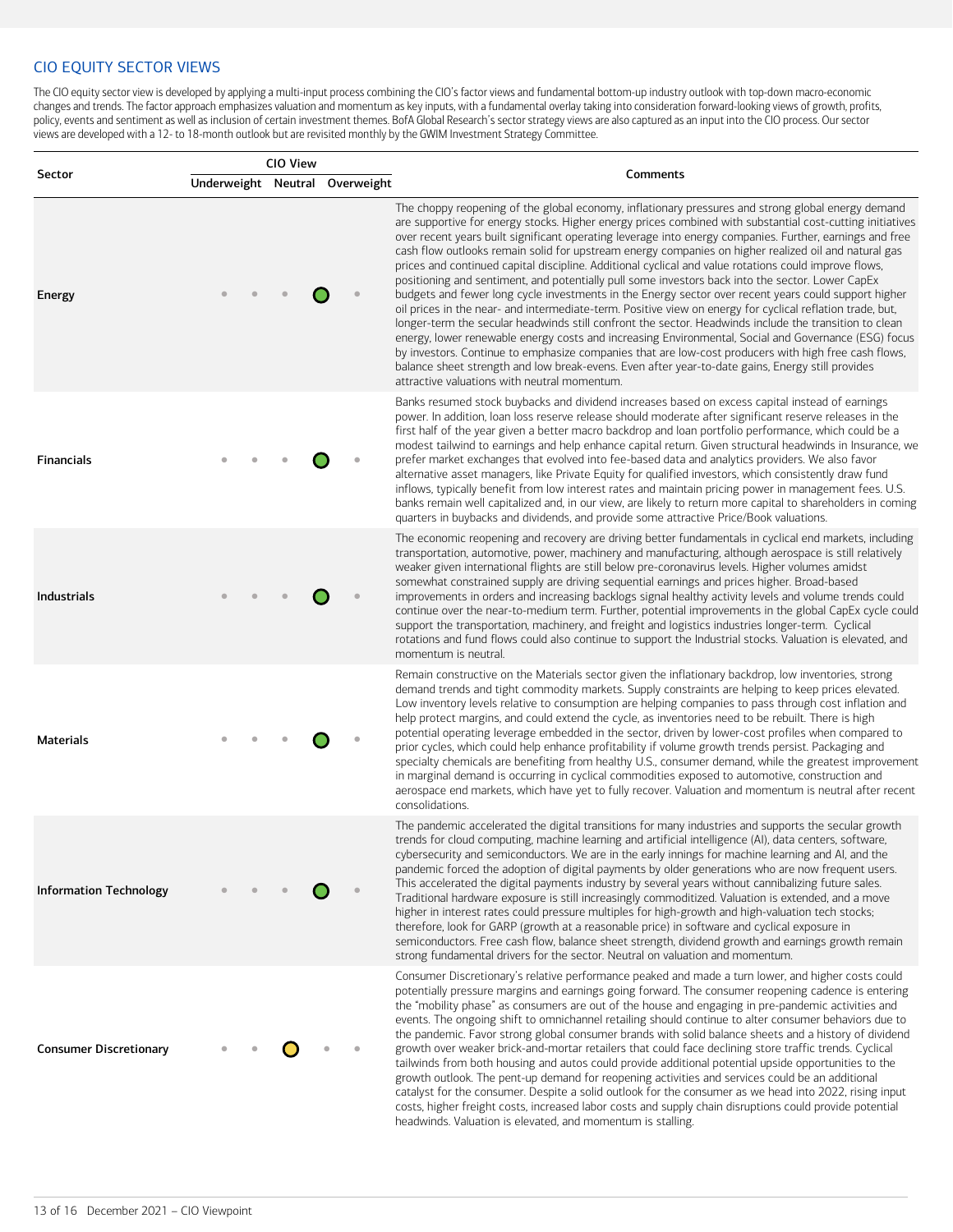## CIO EQUITY SECTOR VIEWS

The CIO equity sector view is developed by applying a multi-input process combining the CIO's factor views and fundamental bottom-up industry outlook with top-down macro-economic changes and trends. The factor approach emphasizes valuation and momentum as key inputs, with a fundamental overlay taking into consideration forward-looking views of growth, profits, policy, events and sentiment as well as inclusion of certain investment themes. BofA Global Research's sector strategy views are also captured as an input into the CIO process. Our sector views are developed with a 12- to 18-month outlook but are revisited monthly by the GWIM Investment Strategy Committee.

| Sector | CIO View | | | | | Comments |
|---|---|---|---|---|---|---|
| | Underweight | | Neutral | Overweight | | |
| Energy | | | | ● | | The choppy reopening of the global economy, inflationary pressures and strong global energy demand are supportive for energy stocks. Higher energy prices combined with substantial cost-cutting initiatives over recent years built significant operating leverage into energy companies. Further, earnings and free cash flow outlooks remain solid for upstream energy companies on higher realized oil and natural gas prices and continued capital discipline. Additional cyclical and value rotations could improve flows, positioning and sentiment, and potentially pull some investors back into the sector. Lower CapEx budgets and fewer long cycle investments in the Energy sector over recent years could support higher oil prices in the near- and intermediate-term. Positive view on energy for cyclical reflation trade, but, longer-term the secular headwinds still confront the sector. Headwinds include the transition to clean energy, lower renewable energy costs and increasing Environmental, Social and Governance (ESG) focus by investors. Continue to emphasize companies that are low-cost producers with high free cash flows, balance sheet strength and low break-evens. Even after year-to-date gains, Energy still provides attractive valuations with neutral momentum. |
| Financials | | | | ● | | Banks resumed stock buybacks and dividend increases based on excess capital instead of earnings power. In addition, loan loss reserve release should moderate after significant reserve releases in the first half of the year given a better macro backdrop and loan portfolio performance, which could be a modest tailwind to earnings and help enhance capital return. Given structural headwinds in Insurance, we prefer market exchanges that evolved into fee-based data and analytics providers. We also favor alternative asset managers, like Private Equity for qualified investors, which consistently draw fund inflows, typically benefit from low interest rates and maintain pricing power in management fees. U.S. banks remain well capitalized and, in our view, are likely to return more capital to shareholders in coming quarters in buybacks and dividends, and provide some attractive Price/Book valuations. |
| Industrials | | | | ● | | The economic reopening and recovery are driving better fundamentals in cyclical end markets, including transportation, automotive, power, machinery and manufacturing, although aerospace is still relatively weaker given international flights are still below pre-coronavirus levels. Higher volumes amidst somewhat constrained supply are driving sequential earnings and prices higher. Broad-based improvements in orders and increasing backlogs signal healthy activity levels and volume trends could continue over the near-to-medium term. Further, potential improvements in the global CapEx cycle could support the transportation, machinery, and freight and logistics industries longer-term. Cyclical rotations and fund flows could also continue to support the Industrial stocks. Valuation is elevated, and momentum is neutral. |
| Materials | | | | ● | | Remain constructive on the Materials sector given the inflationary backdrop, low inventories, strong demand trends and tight commodity markets. Supply constraints are helping to keep prices elevated. Low inventory levels relative to consumption are helping companies to pass through cost inflation and help protect margins, and could extend the cycle, as inventories need to be rebuilt. There is high potential operating leverage embedded in the sector, driven by lower-cost profiles when compared to prior cycles, which could help enhance profitability if volume growth trends persist. Packaging and specialty chemicals are benefiting from healthy U.S., consumer demand, while the greatest improvement in marginal demand is occurring in cyclical commodities exposed to automotive, construction and aerospace end markets, which have yet to fully recover. Valuation and momentum is neutral after recent consolidations. |
| Information Technology | | | | ● | | The pandemic accelerated the digital transitions for many industries and supports the secular growth trends for cloud computing, machine learning and artificial intelligence (AI), data centers, software, cybersecurity and semiconductors. We are in the early innings for machine learning and AI, and the pandemic forced the adoption of digital payments by older generations who are now frequent users. This accelerated the digital payments industry by several years without cannibalizing future sales. Traditional hardware exposure is still increasingly commoditized. Valuation is extended, and a move higher in interest rates could pressure multiples for high-growth and high-valuation tech stocks; therefore, look for GARP (growth at a reasonable price) in software and cyclical exposure in semiconductors. Free cash flow, balance sheet strength, dividend growth and earnings growth remain strong fundamental drivers for the sector. Neutral on valuation and momentum. |
| Consumer Discretionary | | | ● | | | Consumer Discretionary's relative performance peaked and made a turn lower, and higher costs could potentially pressure margins and earnings going forward. The consumer reopening cadence is entering the "mobility phase" as consumers are out of the house and engaging in pre-pandemic activities and events. The ongoing shift to omnichannel retailing should continue to alter consumer behaviors due to the pandemic. Favor strong global consumer brands with solid balance sheets and a history of dividend growth over weaker brick-and-mortar retailers that could face declining store traffic trends. Cyclical tailwinds from both housing and autos could provide additional potential upside opportunities to the growth outlook. The pent-up demand for reopening activities and services could be an additional catalyst for the consumer. Despite a solid outlook for the consumer as we head into 2022, rising input costs, higher freight costs, increased labor costs and supply chain disruptions could provide potential headwinds. Valuation is elevated, and momentum is stalling. |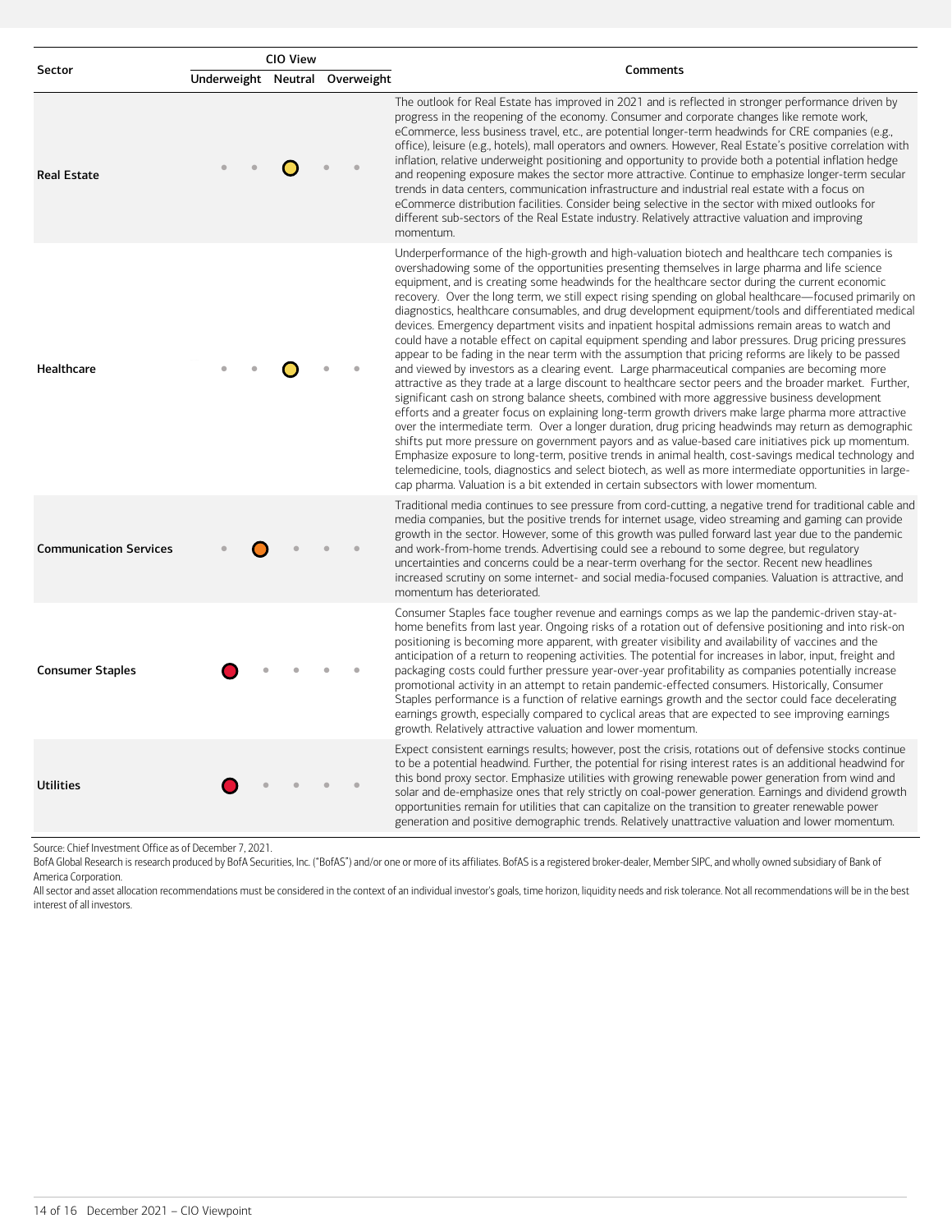| Sector | CIO View | | | | | Comments |
|---|---|---|---|---|---|---|
| | Underweight | | Neutral | | Overweight | |
| **Real Estate** | | | ● | | | The outlook for Real Estate has improved in 2021 and is reflected in stronger performance driven by progress in the reopening of the economy. Consumer and corporate changes like remote work, eCommerce, less business travel, etc., are potential longer-term headwinds for CRE companies (e.g., office), leisure (e.g., hotels), mall operators and owners. However, Real Estate's positive correlation with inflation, relative underweight positioning and opportunity to provide both a potential inflation hedge and reopening exposure makes the sector more attractive. Continue to emphasize longer-term secular trends in data centers, communication infrastructure and industrial real estate with a focus on eCommerce distribution facilities. Consider being selective in the sector with mixed outlooks for different sub-sectors of the Real Estate industry. Relatively attractive valuation and improving momentum. |
| **Healthcare** | | | ● | | | Underperformance of the high-growth and high-valuation biotech and healthcare tech companies is overshadowing some of the opportunities presenting themselves in large pharma and life science equipment, and is creating some headwinds for the healthcare sector during the current economic recovery. Over the long term, we still expect rising spending on global healthcare—focused primarily on diagnostics, healthcare consumables, and drug development equipment/tools and differentiated medical devices. Emergency department visits and inpatient hospital admissions remain areas to watch and could have a notable effect on capital equipment spending and labor pressures. Drug pricing pressures appear to be fading in the near term with the assumption that pricing reforms are likely to be passed and viewed by investors as a clearing event. Large pharmaceutical companies are becoming more attractive as they trade at a large discount to healthcare sector peers and the broader market. Further, significant cash on strong balance sheets, combined with more aggressive business development efforts and a greater focus on explaining long-term growth drivers make large pharma more attractive over the intermediate term. Over a longer duration, drug pricing headwinds may return as demographic shifts put more pressure on government payors and as value-based care initiatives pick up momentum. Emphasize exposure to long-term, positive trends in animal health, cost-savings medical technology and telemedicine, tools, diagnostics and select biotech, as well as more intermediate opportunities in large-cap pharma. Valuation is a bit extended in certain subsectors with lower momentum. |
| **Communication Services** | | ● | | | | Traditional media continues to see pressure from cord-cutting, a negative trend for traditional cable and media companies, but the positive trends for internet usage, video streaming and gaming can provide growth in the sector. However, some of this growth was pulled forward last year due to the pandemic and work-from-home trends. Advertising could see a rebound to some degree, but regulatory uncertainties and concerns could be a near-term overhang for the sector. Recent new headlines increased scrutiny on some internet- and social media-focused companies. Valuation is attractive, and momentum has deteriorated. |
| **Consumer Staples** | ● | | | | | Consumer Staples face tougher revenue and earnings comps as we lap the pandemic-driven stay-at-home benefits from last year. Ongoing risks of a rotation out of defensive positioning and into risk-on positioning is becoming more apparent, with greater visibility and availability of vaccines and the anticipation of a return to reopening activities. The potential for increases in labor, input, freight and packaging costs could further pressure year-over-year profitability as companies potentially increase promotional activity in an attempt to retain pandemic-effected consumers. Historically, Consumer Staples performance is a function of relative earnings growth and the sector could face decelerating earnings growth, especially compared to cyclical areas that are expected to see improving earnings growth. Relatively attractive valuation and lower momentum. |
| **Utilities** | ● | | | | | Expect consistent earnings results; however, post the crisis, rotations out of defensive stocks continue to be a potential headwind. Further, the potential for rising interest rates is an additional headwind for this bond proxy sector. Emphasize utilities with growing renewable power generation from wind and solar and de-emphasize ones that rely strictly on coal-power generation. Earnings and dividend growth opportunities remain for utilities that can capitalize on the transition to greater renewable power generation and positive demographic trends. Relatively unattractive valuation and lower momentum. |

Source: Chief Investment Office as of December 7, 2021.

BofA Global Research is research produced by BofA Securities, Inc. ("BofAS") and/or one or more of its affiliates. BofAS is a registered broker-dealer, Member SIPC, and wholly owned subsidiary of Bank of America Corporation.

All sector and asset allocation recommendations must be considered in the context of an individual investor's goals, time horizon, liquidity needs and risk tolerance. Not all recommendations will be in the best interest of all investors.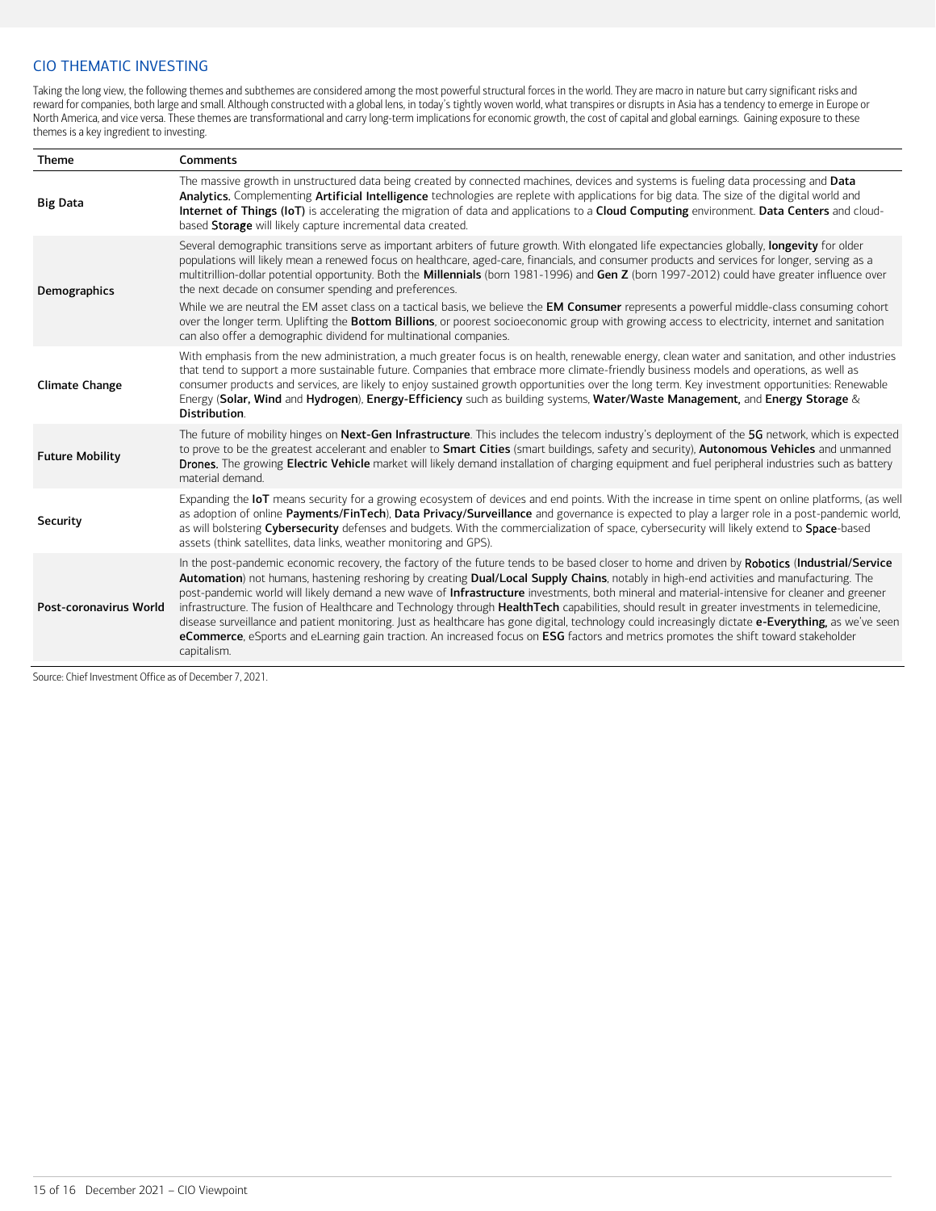## CIO THEMATIC INVESTING

Taking the long view, the following themes and subthemes are considered among the most powerful structural forces in the world. They are macro in nature but carry significant risks and reward for companies, both large and small. Although constructed with a global lens, in today's tightly woven world, what transpires or disrupts in Asia has a tendency to emerge in Europe or North America, and vice versa. These themes are transformational and carry long-term implications for economic growth, the cost of capital and global earnings. Gaining exposure to these themes is a key ingredient to investing.

| Theme | Comments |
|---|---|
| Big Data | The massive growth in unstructured data being created by connected machines, devices and systems is fueling data processing and **Data Analytics.** Complementing **Artificial Intelligence** technologies are replete with applications for big data. The size of the digital world and **Internet of Things (IoT)** is accelerating the migration of data and applications to a **Cloud Computing** environment. **Data Centers** and cloud-based **Storage** will likely capture incremental data created. |
| Demographics | Several demographic transitions serve as important arbiters of future growth. With elongated life expectancies globally, **longevity** for older populations will likely mean a renewed focus on healthcare, aged-care, financials, and consumer products and services for longer, serving as a multitrillion-dollar potential opportunity. Both the **Millennials** (born 1981-1996) and **Gen Z** (born 1997-2012) could have greater influence over the next decade on consumer spending and preferences.<br><br>While we are neutral the EM asset class on a tactical basis, we believe the **EM Consumer** represents a powerful middle-class consuming cohort over the longer term. Uplifting the **Bottom Billions**, or poorest socioeconomic group with growing access to electricity, internet and sanitation can also offer a demographic dividend for multinational companies. |
| Climate Change | With emphasis from the new administration, a much greater focus is on health, renewable energy, clean water and sanitation, and other industries that tend to support a more sustainable future. Companies that embrace more climate-friendly business models and operations, as well as consumer products and services, are likely to enjoy sustained growth opportunities over the long term. Key investment opportunities: Renewable Energy (**Solar, Wind** and **Hydrogen**), **Energy-Efficiency** such as building systems, **Water/Waste Management,** and **Energy Storage** & **Distribution**. |
| Future Mobility | The future of mobility hinges on **Next-Gen Infrastructure**. This includes the telecom industry's deployment of the **5G** network, which is expected to prove to be the greatest accelerant and enabler to **Smart Cities** (smart buildings, safety and security), **Autonomous Vehicles** and unmanned **Drones.** The growing **Electric Vehicle** market will likely demand installation of charging equipment and fuel peripheral industries such as battery material demand. |
| Security | Expanding the **IoT** means security for a growing ecosystem of devices and end points. With the increase in time spent on online platforms, (as well as adoption of online **Payments/FinTech**), **Data Privacy/Surveillance** and governance is expected to play a larger role in a post-pandemic world, as will bolstering **Cybersecurity** defenses and budgets. With the commercialization of space, cybersecurity will likely extend to **Space**-based assets (think satellites, data links, weather monitoring and GPS). |
| Post-coronavirus World | In the post-pandemic economic recovery, the factory of the future tends to be based closer to home and driven by **Robotics** (**Industrial/Service Automation**) not humans, hastening reshoring by creating **Dual/Local Supply Chains**, notably in high-end activities and manufacturing. The post-pandemic world will likely demand a new wave of **Infrastructure** investments, both mineral and material-intensive for cleaner and greener infrastructure. The fusion of Healthcare and Technology through **HealthTech** capabilities, should result in greater investments in telemedicine, disease surveillance and patient monitoring. Just as healthcare has gone digital, technology could increasingly dictate **e-Everything,** as we've seen **eCommerce**, eSports and eLearning gain traction. An increased focus on **ESG** factors and metrics promotes the shift toward stakeholder capitalism. |

Source: Chief Investment Office as of December 7, 2021.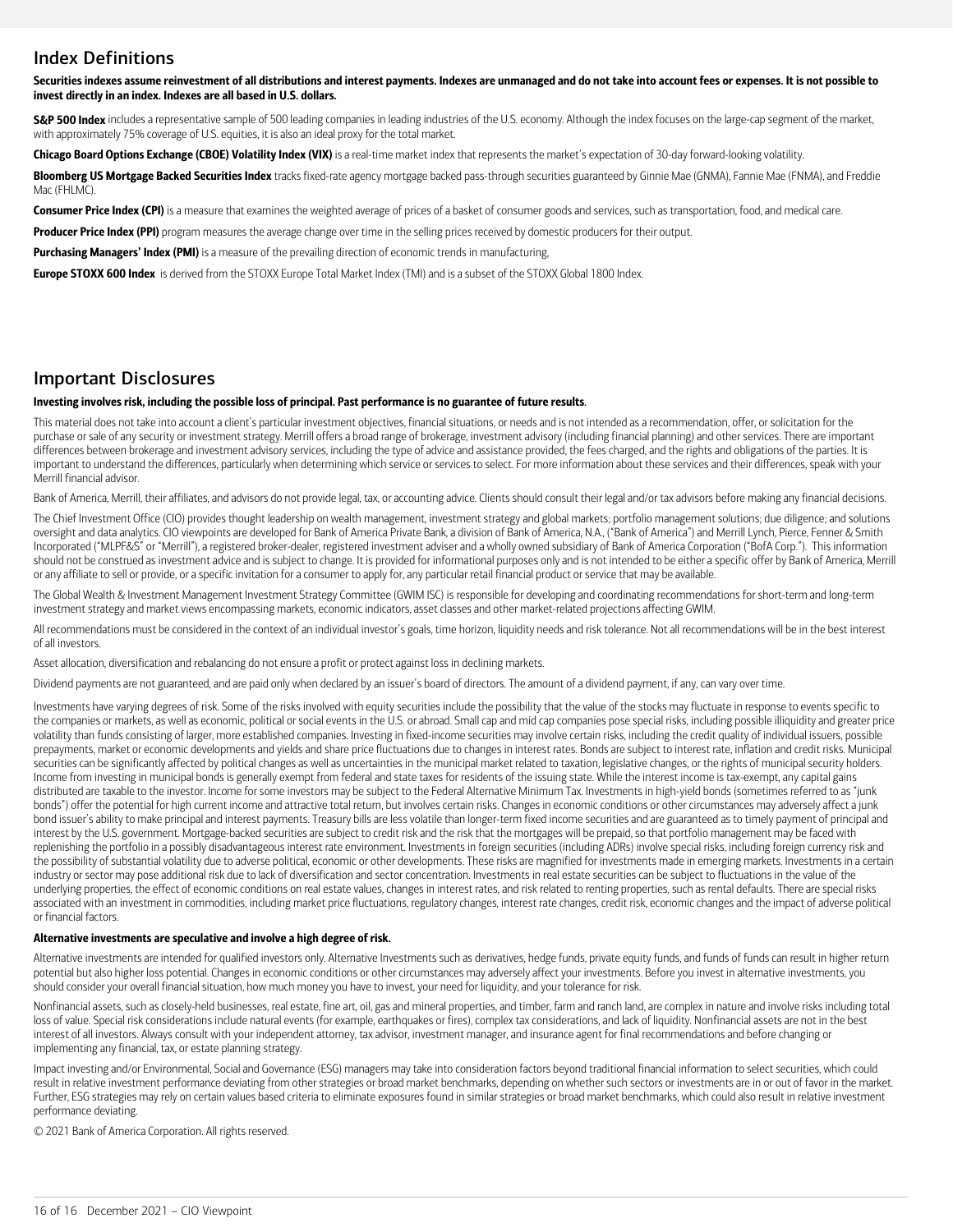## Index Definitions

**Securities indexes assume reinvestment of all distributions and interest payments. Indexes are unmanaged and do not take into account fees or expenses. It is not possible to invest directly in an index. Indexes are all based in U.S. dollars.**

**S&P 500 Index** includes a representative sample of 500 leading companies in leading industries of the U.S. economy. Although the index focuses on the large-cap segment of the market, with approximately 75% coverage of U.S. equities, it is also an ideal proxy for the total market.

**Chicago Board Options Exchange (CBOE) Volatility Index (VIX)** is a real-time market index that represents the market's expectation of 30-day forward-looking volatility.

**Bloomberg US Mortgage Backed Securities Index** tracks fixed-rate agency mortgage backed pass-through securities guaranteed by Ginnie Mae (GNMA), Fannie Mae (FNMA), and Freddie Mac (FHLMC).

**Consumer Price Index (CPI)** is a measure that examines the weighted average of prices of a basket of consumer goods and services, such as transportation, food, and medical care.

**Producer Price Index (PPI)** program measures the average change over time in the selling prices received by domestic producers for their output.

**Purchasing Managers' Index (PMI)** is a measure of the prevailing direction of economic trends in manufacturing,

**Europe STOXX 600 Index** is derived from the STOXX Europe Total Market Index (TMI) and is a subset of the STOXX Global 1800 Index.

## Important Disclosures

**Investing involves risk, including the possible loss of principal. Past performance is no guarantee of future results.**

This material does not take into account a client's particular investment objectives, financial situations, or needs and is not intended as a recommendation, offer, or solicitation for the purchase or sale of any security or investment strategy. Merrill offers a broad range of brokerage, investment advisory (including financial planning) and other services. There are important differences between brokerage and investment advisory services, including the type of advice and assistance provided, the fees charged, and the rights and obligations of the parties. It is important to understand the differences, particularly when determining which service or services to select. For more information about these services and their differences, speak with your Merrill financial advisor.

Bank of America, Merrill, their affiliates, and advisors do not provide legal, tax, or accounting advice. Clients should consult their legal and/or tax advisors before making any financial decisions.

The Chief Investment Office (CIO) provides thought leadership on wealth management, investment strategy and global markets; portfolio management solutions; due diligence; and solutions oversight and data analytics. CIO viewpoints are developed for Bank of America Private Bank, a division of Bank of America, N.A., ("Bank of America") and Merrill Lynch, Pierce, Fenner & Smith Incorporated ("MLPF&S" or "Merrill"), a registered broker-dealer, registered investment adviser and a wholly owned subsidiary of Bank of America Corporation ("BofA Corp."). This information should not be construed as investment advice and is subject to change. It is provided for informational purposes only and is not intended to be either a specific offer by Bank of America, Merrill or any affiliate to sell or provide, or a specific invitation for a consumer to apply for, any particular retail financial product or service that may be available.

The Global Wealth & Investment Management Investment Strategy Committee (GWIM ISC) is responsible for developing and coordinating recommendations for short-term and long-term investment strategy and market views encompassing markets, economic indicators, asset classes and other market-related projections affecting GWIM.

All recommendations must be considered in the context of an individual investor's goals, time horizon, liquidity needs and risk tolerance. Not all recommendations will be in the best interest of all investors.

Asset allocation, diversification and rebalancing do not ensure a profit or protect against loss in declining markets.

Dividend payments are not guaranteed, and are paid only when declared by an issuer's board of directors. The amount of a dividend payment, if any, can vary over time.

Investments have varying degrees of risk. Some of the risks involved with equity securities include the possibility that the value of the stocks may fluctuate in response to events specific to the companies or markets, as well as economic, political or social events in the U.S. or abroad. Small cap and mid cap companies pose special risks, including possible illiquidity and greater price volatility than funds consisting of larger, more established companies. Investing in fixed-income securities may involve certain risks, including the credit quality of individual issuers, possible prepayments, market or economic developments and yields and share price fluctuations due to changes in interest rates. Bonds are subject to interest rate, inflation and credit risks. Municipal securities can be significantly affected by political changes as well as uncertainties in the municipal market related to taxation, legislative changes, or the rights of municipal security holders. Income from investing in municipal bonds is generally exempt from federal and state taxes for residents of the issuing state. While the interest income is tax-exempt, any capital gains distributed are taxable to the investor. Income for some investors may be subject to the Federal Alternative Minimum Tax. Investments in high-yield bonds (sometimes referred to as "junk bonds") offer the potential for high current income and attractive total return, but involves certain risks. Changes in economic conditions or other circumstances may adversely affect a junk bond issuer's ability to make principal and interest payments. Treasury bills are less volatile than longer-term fixed income securities and are guaranteed as to timely payment of principal and interest by the U.S. government. Mortgage-backed securities are subject to credit risk and the risk that the mortgages will be prepaid, so that portfolio management may be faced with replenishing the portfolio in a possibly disadvantageous interest rate environment. Investments in foreign securities (including ADRs) involve special risks, including foreign currency risk and the possibility of substantial volatility due to adverse political, economic or other developments. These risks are magnified for investments made in emerging markets. Investments in a certain industry or sector may pose additional risk due to lack of diversification and sector concentration. Investments in real estate securities can be subject to fluctuations in the value of the underlying properties, the effect of economic conditions on real estate values, changes in interest rates, and risk related to renting properties, such as rental defaults. There are special risks associated with an investment in commodities, including market price fluctuations, regulatory changes, interest rate changes, credit risk, economic changes and the impact of adverse political or financial factors.

**Alternative investments are speculative and involve a high degree of risk.**

Alternative investments are intended for qualified investors only. Alternative Investments such as derivatives, hedge funds, private equity funds, and funds of funds can result in higher return potential but also higher loss potential. Changes in economic conditions or other circumstances may adversely affect your investments. Before you invest in alternative investments, you should consider your overall financial situation, how much money you have to invest, your need for liquidity, and your tolerance for risk.

Nonfinancial assets, such as closely-held businesses, real estate, fine art, oil, gas and mineral properties, and timber, farm and ranch land, are complex in nature and involve risks including total loss of value. Special risk considerations include natural events (for example, earthquakes or fires), complex tax considerations, and lack of liquidity. Nonfinancial assets are not in the best interest of all investors. Always consult with your independent attorney, tax advisor, investment manager, and insurance agent for final recommendations and before changing or implementing any financial, tax, or estate planning strategy.

Impact investing and/or Environmental, Social and Governance (ESG) managers may take into consideration factors beyond traditional financial information to select securities, which could result in relative investment performance deviating from other strategies or broad market benchmarks, depending on whether such sectors or investments are in or out of favor in the market. Further, ESG strategies may rely on certain values based criteria to eliminate exposures found in similar strategies or broad market benchmarks, which could also result in relative investment performance deviating.

© 2021 Bank of America Corporation. All rights reserved.